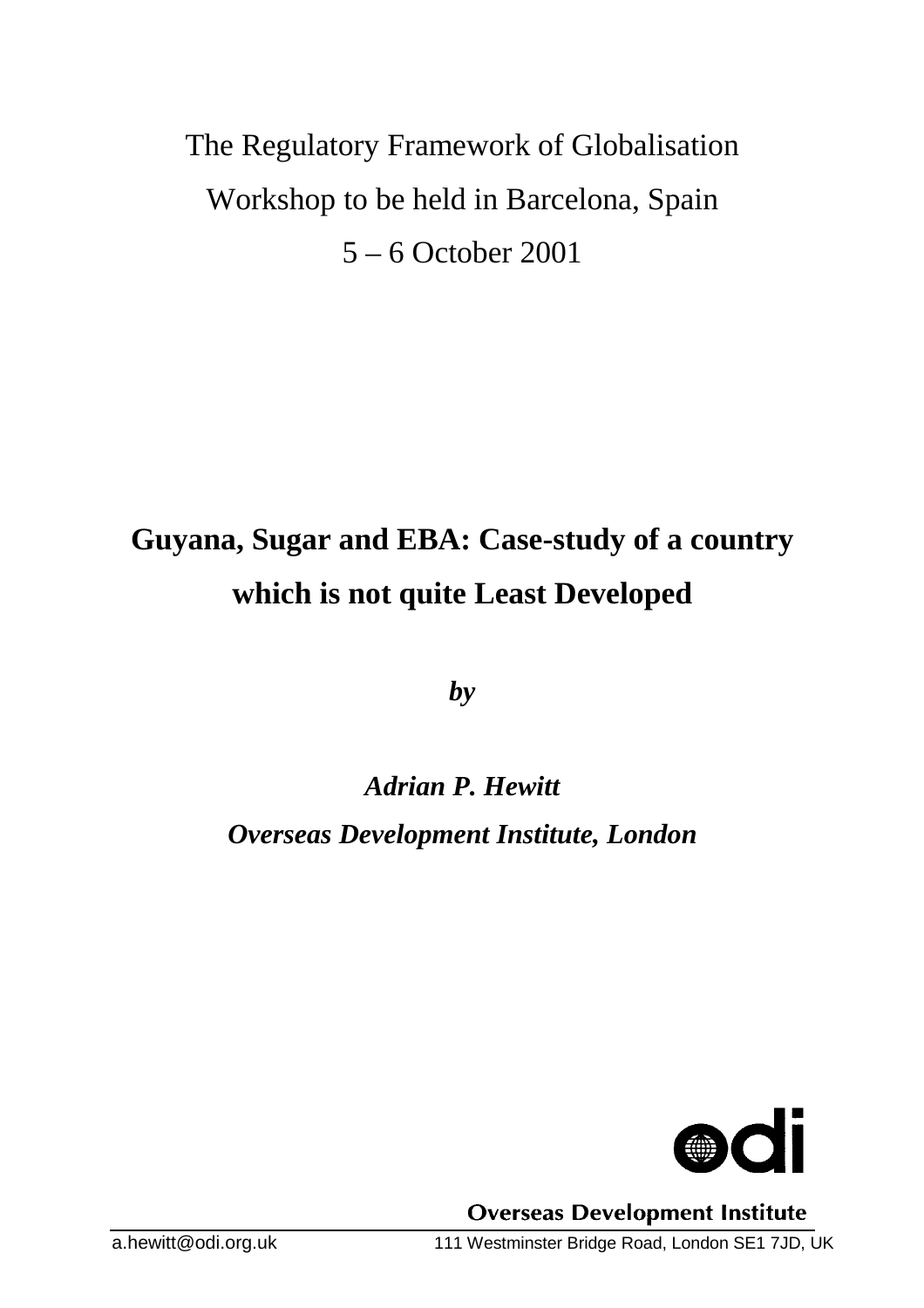The Regulatory Framework of Globalisation

Workshop to be held in Barcelona, Spain

5 – 6 October 2001

# Guyana, Sugar and EBA: Case-study of a country which is not quite Least Developed

***by***

***Adrian P. Hewitt***

***Overseas Development Institute, London***

Overseas Development Institute

a.hewitt@odi.org.uk 111 Westminster Bridge Road, London SE1 7JD, UK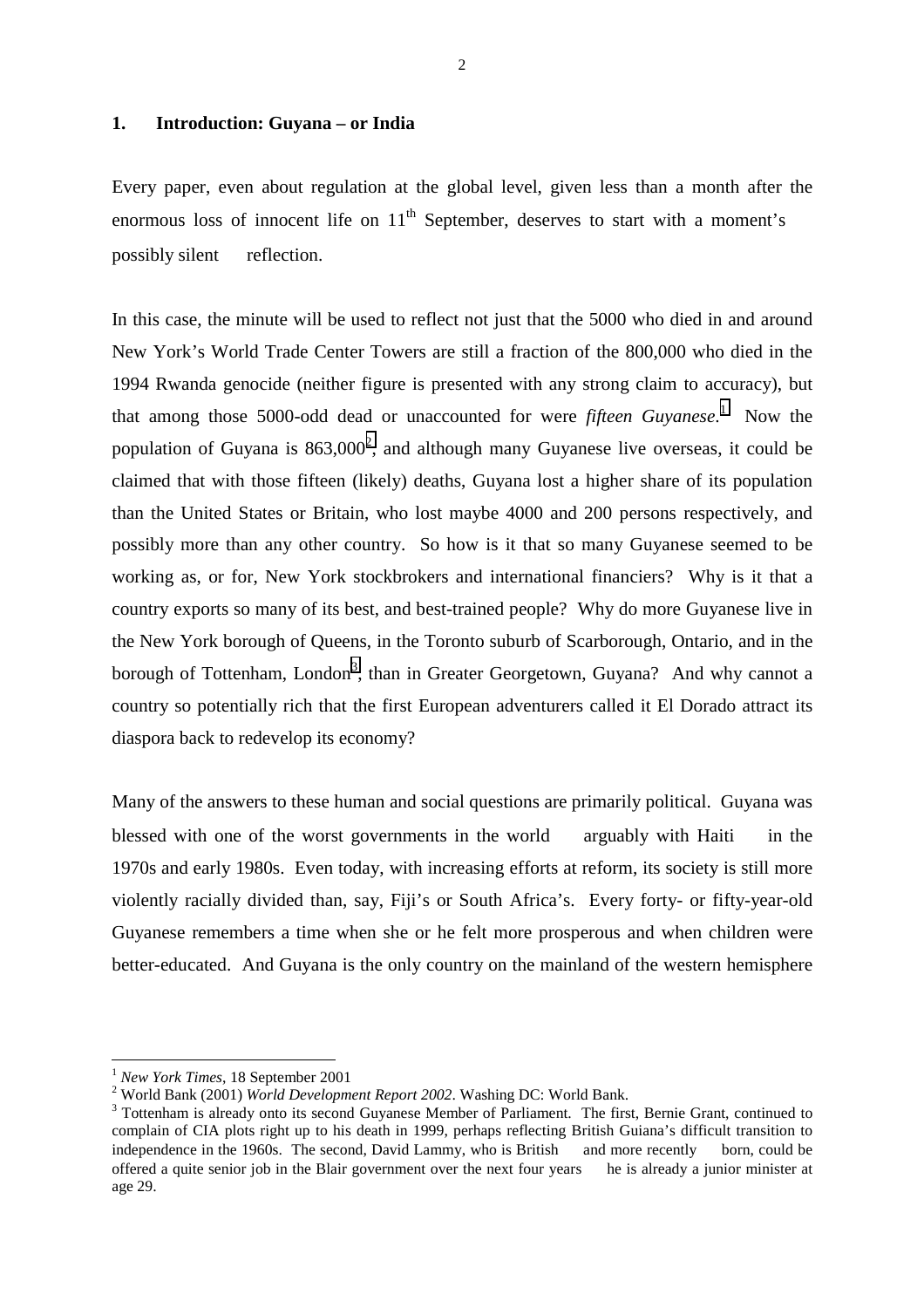## 1. Introduction: Guyana – or India

Every paper, even about regulation at the global level, given less than a month after the enormous loss of innocent life on 11th September, deserves to start with a moment's possibly silent reflection.

In this case, the minute will be used to reflect not just that the 5000 who died in and around New York's World Trade Center Towers are still a fraction of the 800,000 who died in the 1994 Rwanda genocide (neither figure is presented with any strong claim to accuracy), but that among those 5000-odd dead or unaccounted for were *fifteen Guyanese.*[1] Now the population of Guyana is 863,000[2], and although many Guyanese live overseas, it could be claimed that with those fifteen (likely) deaths, Guyana lost a higher share of its population than the United States or Britain, who lost maybe 4000 and 200 persons respectively, and possibly more than any other country. So how is it that so many Guyanese seemed to be working as, or for, New York stockbrokers and international financiers? Why is it that a country exports so many of its best, and best-trained people? Why do more Guyanese live in the New York borough of Queens, in the Toronto suburb of Scarborough, Ontario, and in the borough of Tottenham, London[3], than in Greater Georgetown, Guyana? And why cannot a country so potentially rich that the first European adventurers called it El Dorado attract its diaspora back to redevelop its economy?

Many of the answers to these human and social questions are primarily political. Guyana was blessed with one of the worst governments in the world arguably with Haiti in the 1970s and early 1980s. Even today, with increasing efforts at reform, its society is still more violently racially divided than, say, Fiji's or South Africa's. Every forty- or fifty-year-old Guyanese remembers a time when she or he felt more prosperous and when children were better-educated. And Guyana is the only country on the mainland of the western hemisphere

---

[1] *New York Times*, 18 September 2001

[2] World Bank (2001) *World Development Report 2002*. Washing DC: World Bank.

[3] Tottenham is already onto its second Guyanese Member of Parliament. The first, Bernie Grant, continued to complain of CIA plots right up to his death in 1999, perhaps reflecting British Guiana's difficult transition to independence in the 1960s. The second, David Lammy, who is British and more recently born, could be offered a quite senior job in the Blair government over the next four years he is already a junior minister at age 29.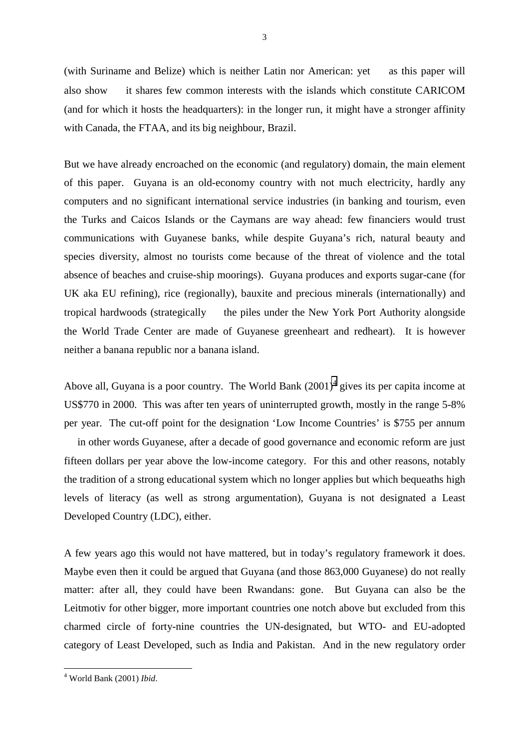(with Suriname and Belize) which is neither Latin nor American: yet  as this paper will also show  it shares few common interests with the islands which constitute CARICOM (and for which it hosts the headquarters): in the longer run, it might have a stronger affinity with Canada, the FTAA, and its big neighbour, Brazil.

But we have already encroached on the economic (and regulatory) domain, the main element of this paper. Guyana is an old-economy country with not much electricity, hardly any computers and no significant international service industries (in banking and tourism, even the Turks and Caicos Islands or the Caymans are way ahead: few financiers would trust communications with Guyanese banks, while despite Guyana's rich, natural beauty and species diversity, almost no tourists come because of the threat of violence and the total absence of beaches and cruise-ship moorings). Guyana produces and exports sugar-cane (for UK aka EU refining), rice (regionally), bauxite and precious minerals (internationally) and tropical hardwoods (strategically  the piles under the New York Port Authority alongside the World Trade Center are made of Guyanese greenheart and redheart). It is however neither a banana republic nor a banana island.

Above all, Guyana is a poor country. The World Bank (2001)[4] gives its per capita income at US$770 in 2000. This was after ten years of uninterrupted growth, mostly in the range 5-8% per year. The cut-off point for the designation 'Low Income Countries' is $755 per annum  in other words Guyanese, after a decade of good governance and economic reform are just fifteen dollars per year above the low-income category. For this and other reasons, notably the tradition of a strong educational system which no longer applies but which bequeaths high levels of literacy (as well as strong argumentation), Guyana is not designated a Least Developed Country (LDC), either.

A few years ago this would not have mattered, but in today's regulatory framework it does. Maybe even then it could be argued that Guyana (and those 863,000 Guyanese) do not really matter: after all, they could have been Rwandans: gone. But Guyana can also be the Leitmotiv for other bigger, more important countries one notch above but excluded from this charmed circle of forty-nine countries the UN-designated, but WTO- and EU-adopted category of Least Developed, such as India and Pakistan. And in the new regulatory order

[4] World Bank (2001) *Ibid*.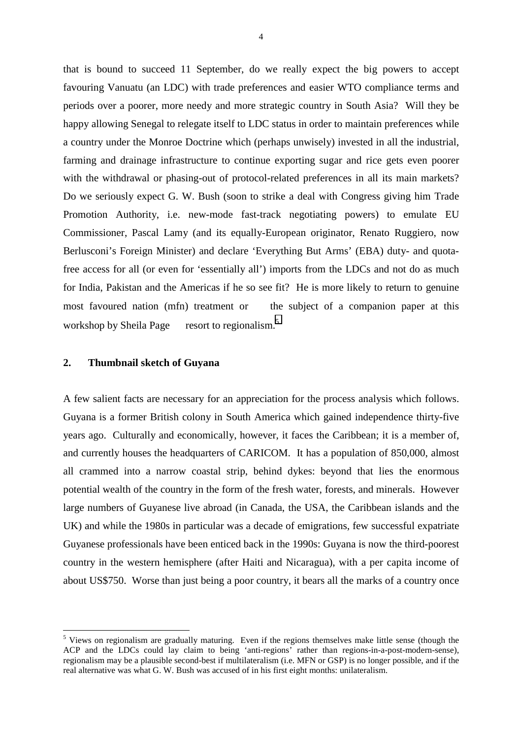that is bound to succeed 11 September, do we really expect the big powers to accept favouring Vanuatu (an LDC) with trade preferences and easier WTO compliance terms and periods over a poorer, more needy and more strategic country in South Asia? Will they be happy allowing Senegal to relegate itself to LDC status in order to maintain preferences while a country under the Monroe Doctrine which (perhaps unwisely) invested in all the industrial, farming and drainage infrastructure to continue exporting sugar and rice gets even poorer with the withdrawal or phasing-out of protocol-related preferences in all its main markets? Do we seriously expect G. W. Bush (soon to strike a deal with Congress giving him Trade Promotion Authority, i.e. new-mode fast-track negotiating powers) to emulate EU Commissioner, Pascal Lamy (and its equally-European originator, Renato Ruggiero, now Berlusconi's Foreign Minister) and declare 'Everything But Arms' (EBA) duty- and quota-free access for all (or even for 'essentially all') imports from the LDCs and not do as much for India, Pakistan and the Americas if he so see fit? He is more likely to return to genuine most favoured nation (mfn) treatment or – the subject of a companion paper at this workshop by Sheila Page – resort to regionalism.[5]

## 2. Thumbnail sketch of Guyana

A few salient facts are necessary for an appreciation for the process analysis which follows. Guyana is a former British colony in South America which gained independence thirty-five years ago. Culturally and economically, however, it faces the Caribbean; it is a member of, and currently houses the headquarters of CARICOM. It has a population of 850,000, almost all crammed into a narrow coastal strip, behind dykes: beyond that lies the enormous potential wealth of the country in the form of the fresh water, forests, and minerals. However large numbers of Guyanese live abroad (in Canada, the USA, the Caribbean islands and the UK) and while the 1980s in particular was a decade of emigrations, few successful expatriate Guyanese professionals have been enticed back in the 1990s: Guyana is now the third-poorest country in the western hemisphere (after Haiti and Nicaragua), with a per capita income of about US$750. Worse than just being a poor country, it bears all the marks of a country once

[5] Views on regionalism are gradually maturing. Even if the regions themselves make little sense (though the ACP and the LDCs could lay claim to being 'anti-regions' rather than regions-in-a-post-modern-sense), regionalism may be a plausible second-best if multilateralism (i.e. MFN or GSP) is no longer possible, and if the real alternative was what G. W. Bush was accused of in his first eight months: unilateralism.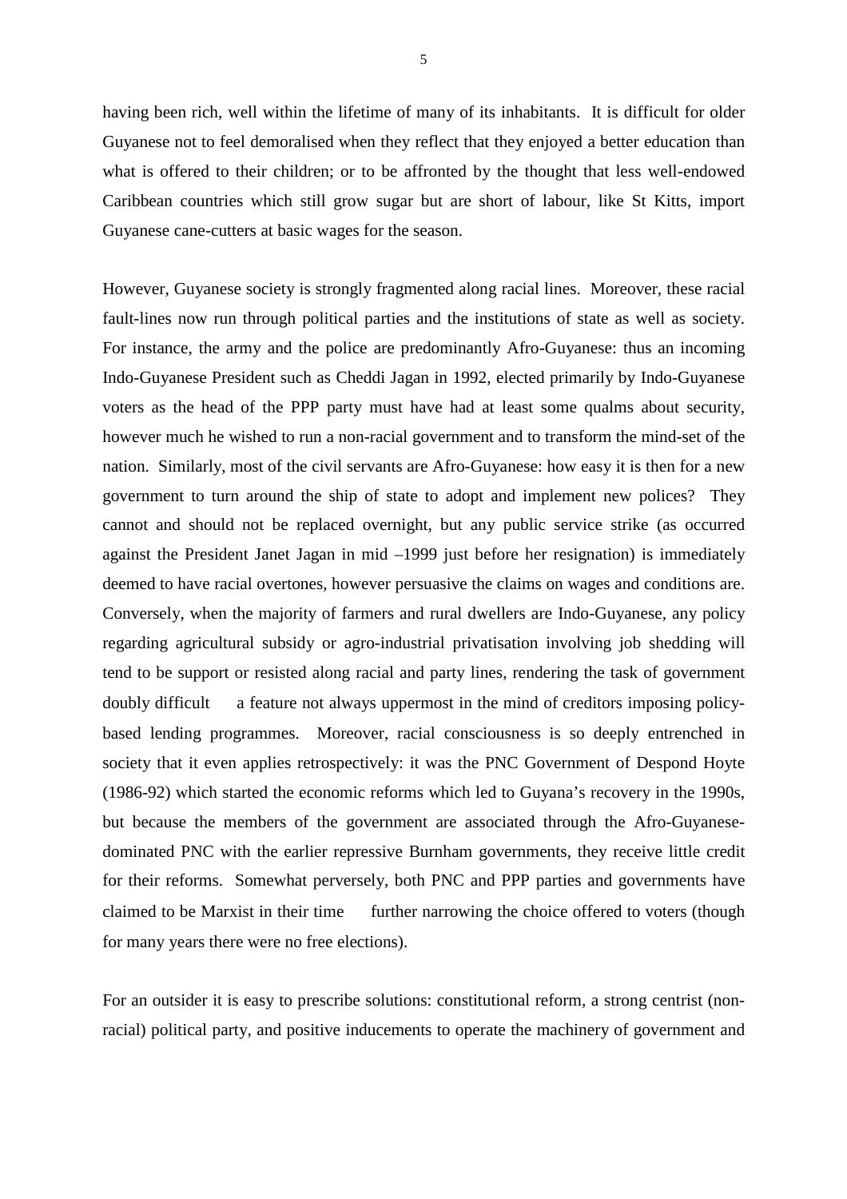having been rich, well within the lifetime of many of its inhabitants. It is difficult for older Guyanese not to feel demoralised when they reflect that they enjoyed a better education than what is offered to their children; or to be affronted by the thought that less well-endowed Caribbean countries which still grow sugar but are short of labour, like St Kitts, import Guyanese cane-cutters at basic wages for the season.

However, Guyanese society is strongly fragmented along racial lines. Moreover, these racial fault-lines now run through political parties and the institutions of state as well as society. For instance, the army and the police are predominantly Afro-Guyanese: thus an incoming Indo-Guyanese President such as Cheddi Jagan in 1992, elected primarily by Indo-Guyanese voters as the head of the PPP party must have had at least some qualms about security, however much he wished to run a non-racial government and to transform the mind-set of the nation. Similarly, most of the civil servants are Afro-Guyanese: how easy it is then for a new government to turn around the ship of state to adopt and implement new polices? They cannot and should not be replaced overnight, but any public service strike (as occurred against the President Janet Jagan in mid –1999 just before her resignation) is immediately deemed to have racial overtones, however persuasive the claims on wages and conditions are. Conversely, when the majority of farmers and rural dwellers are Indo-Guyanese, any policy regarding agricultural subsidy or agro-industrial privatisation involving job shedding will tend to be support or resisted along racial and party lines, rendering the task of government doubly difficult   a feature not always uppermost in the mind of creditors imposing policy-based lending programmes. Moreover, racial consciousness is so deeply entrenched in society that it even applies retrospectively: it was the PNC Government of Despond Hoyte (1986-92) which started the economic reforms which led to Guyana's recovery in the 1990s, but because the members of the government are associated through the Afro-Guyanese-dominated PNC with the earlier repressive Burnham governments, they receive little credit for their reforms. Somewhat perversely, both PNC and PPP parties and governments have claimed to be Marxist in their time   further narrowing the choice offered to voters (though for many years there were no free elections).

For an outsider it is easy to prescribe solutions: constitutional reform, a strong centrist (non-racial) political party, and positive inducements to operate the machinery of government and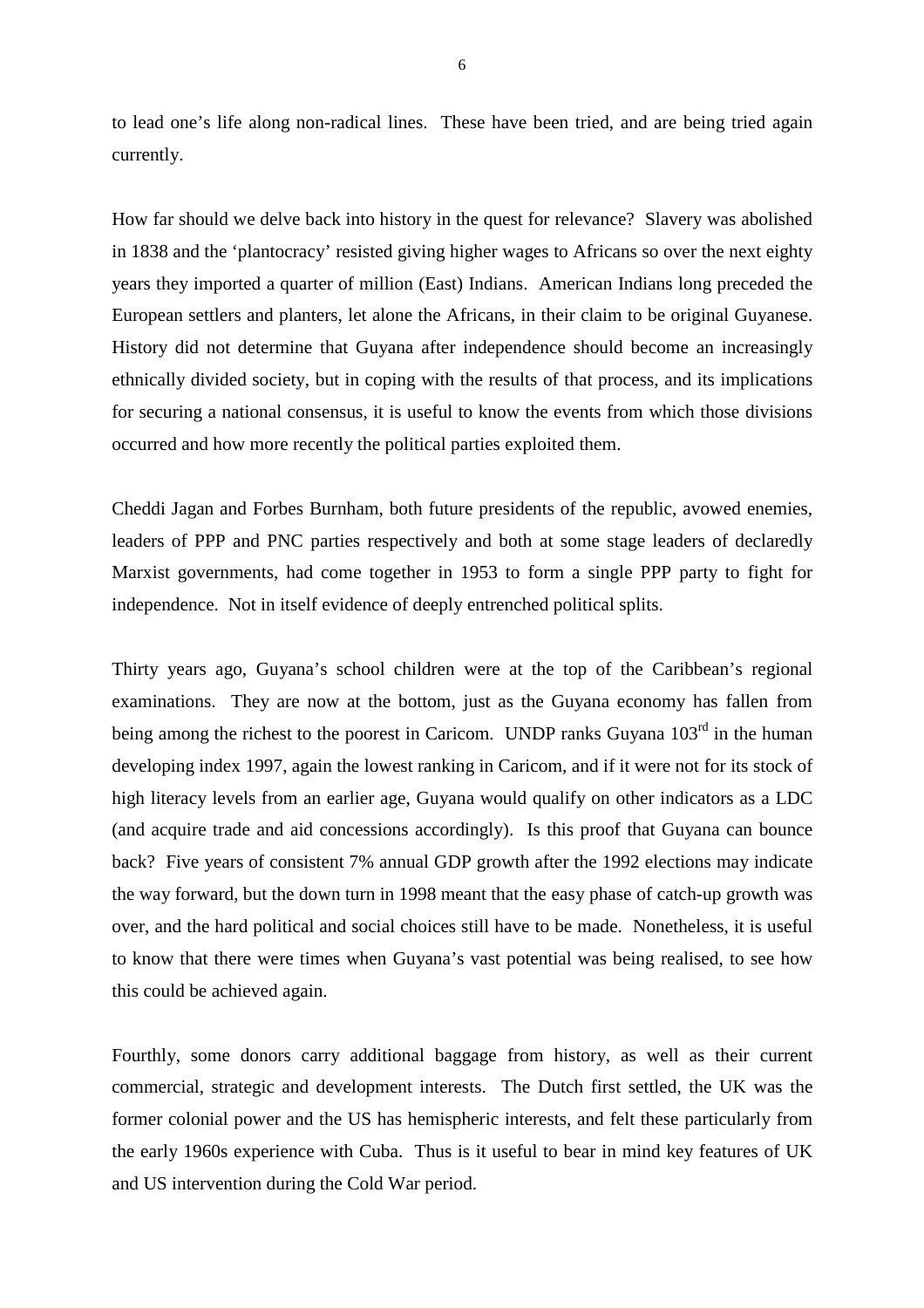to lead one's life along non-radical lines. These have been tried, and are being tried again currently.

How far should we delve back into history in the quest for relevance? Slavery was abolished in 1838 and the 'plantocracy' resisted giving higher wages to Africans so over the next eighty years they imported a quarter of million (East) Indians. American Indians long preceded the European settlers and planters, let alone the Africans, in their claim to be original Guyanese. History did not determine that Guyana after independence should become an increasingly ethnically divided society, but in coping with the results of that process, and its implications for securing a national consensus, it is useful to know the events from which those divisions occurred and how more recently the political parties exploited them.

Cheddi Jagan and Forbes Burnham, both future presidents of the republic, avowed enemies, leaders of PPP and PNC parties respectively and both at some stage leaders of declaredly Marxist governments, had come together in 1953 to form a single PPP party to fight for independence. Not in itself evidence of deeply entrenched political splits.

Thirty years ago, Guyana's school children were at the top of the Caribbean's regional examinations. They are now at the bottom, just as the Guyana economy has fallen from being among the richest to the poorest in Caricom. UNDP ranks Guyana 103rd in the human developing index 1997, again the lowest ranking in Caricom, and if it were not for its stock of high literacy levels from an earlier age, Guyana would qualify on other indicators as a LDC (and acquire trade and aid concessions accordingly). Is this proof that Guyana can bounce back? Five years of consistent 7% annual GDP growth after the 1992 elections may indicate the way forward, but the down turn in 1998 meant that the easy phase of catch-up growth was over, and the hard political and social choices still have to be made. Nonetheless, it is useful to know that there were times when Guyana's vast potential was being realised, to see how this could be achieved again.

Fourthly, some donors carry additional baggage from history, as well as their current commercial, strategic and development interests. The Dutch first settled, the UK was the former colonial power and the US has hemispheric interests, and felt these particularly from the early 1960s experience with Cuba. Thus is it useful to bear in mind key features of UK and US intervention during the Cold War period.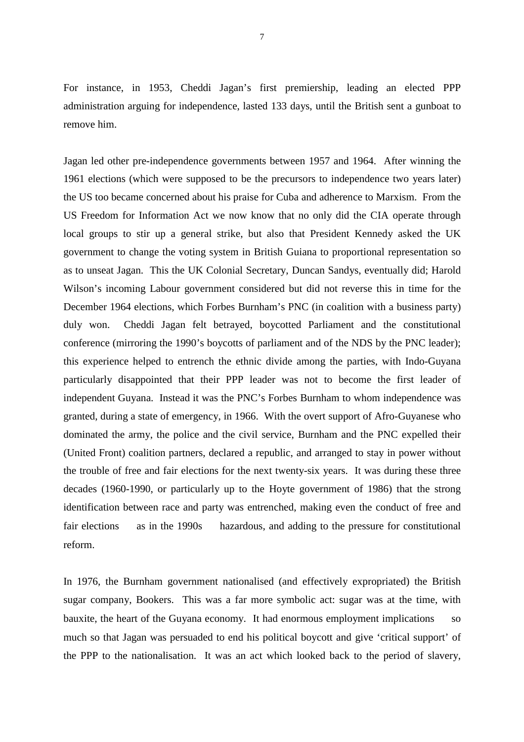For instance, in 1953, Cheddi Jagan's first premiership, leading an elected PPP administration arguing for independence, lasted 133 days, until the British sent a gunboat to remove him.

Jagan led other pre-independence governments between 1957 and 1964. After winning the 1961 elections (which were supposed to be the precursors to independence two years later) the US too became concerned about his praise for Cuba and adherence to Marxism. From the US Freedom for Information Act we now know that no only did the CIA operate through local groups to stir up a general strike, but also that President Kennedy asked the UK government to change the voting system in British Guiana to proportional representation so as to unseat Jagan. This the UK Colonial Secretary, Duncan Sandys, eventually did; Harold Wilson's incoming Labour government considered but did not reverse this in time for the December 1964 elections, which Forbes Burnham's PNC (in coalition with a business party) duly won. Cheddi Jagan felt betrayed, boycotted Parliament and the constitutional conference (mirroring the 1990's boycotts of parliament and of the NDS by the PNC leader); this experience helped to entrench the ethnic divide among the parties, with Indo-Guyana particularly disappointed that their PPP leader was not to become the first leader of independent Guyana. Instead it was the PNC's Forbes Burnham to whom independence was granted, during a state of emergency, in 1966. With the overt support of Afro-Guyanese who dominated the army, the police and the civil service, Burnham and the PNC expelled their (United Front) coalition partners, declared a republic, and arranged to stay in power without the trouble of free and fair elections for the next twenty-six years. It was during these three decades (1960-1990, or particularly up to the Hoyte government of 1986) that the strong identification between race and party was entrenched, making even the conduct of free and fair elections — as in the 1990s — hazardous, and adding to the pressure for constitutional reform.

In 1976, the Burnham government nationalised (and effectively expropriated) the British sugar company, Bookers. This was a far more symbolic act: sugar was at the time, with bauxite, the heart of the Guyana economy. It had enormous employment implications — so much so that Jagan was persuaded to end his political boycott and give 'critical support' of the PPP to the nationalisation. It was an act which looked back to the period of slavery,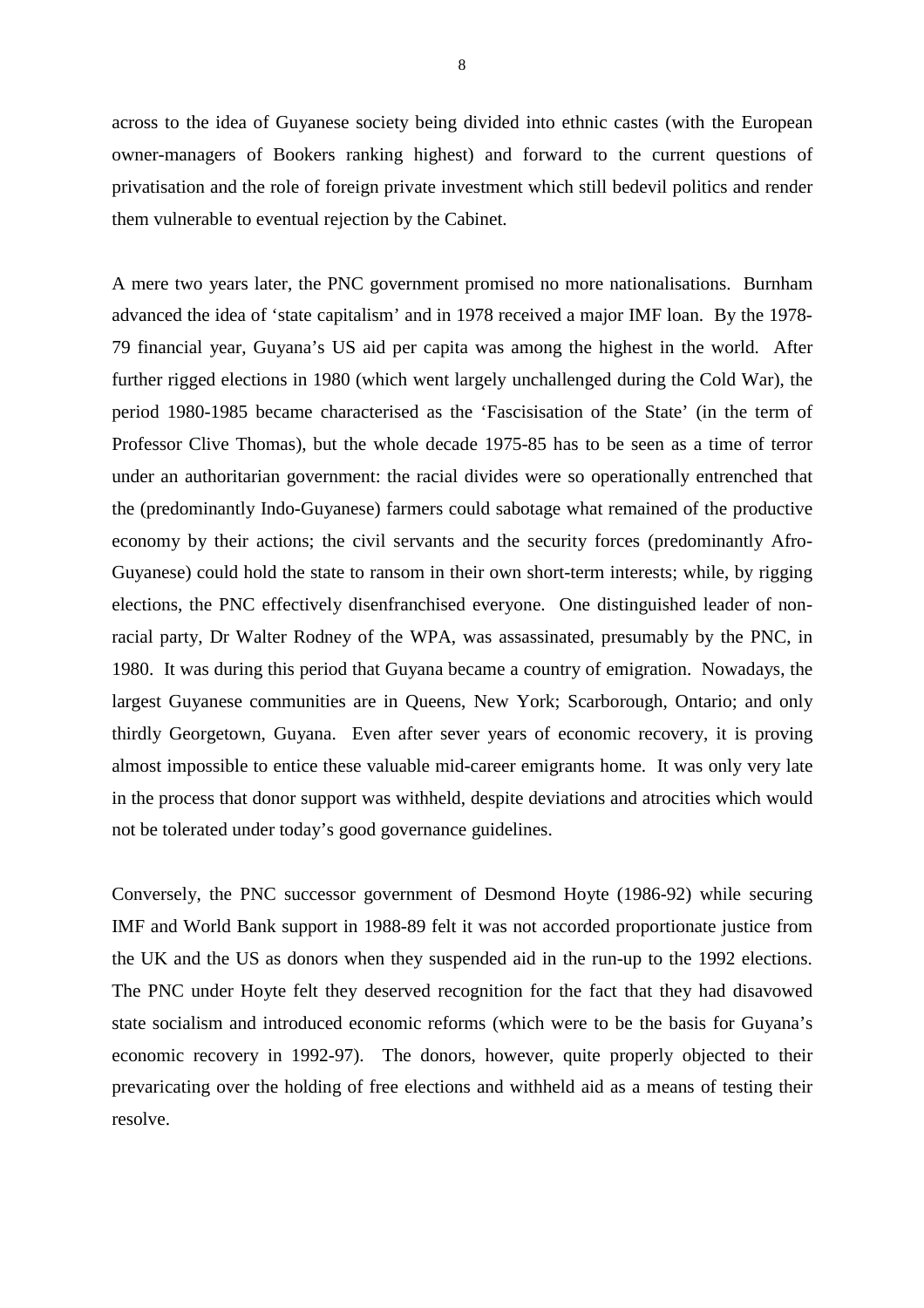across to the idea of Guyanese society being divided into ethnic castes (with the European owner-managers of Bookers ranking highest) and forward to the current questions of privatisation and the role of foreign private investment which still bedevil politics and render them vulnerable to eventual rejection by the Cabinet.

A mere two years later, the PNC government promised no more nationalisations. Burnham advanced the idea of 'state capitalism' and in 1978 received a major IMF loan. By the 1978-79 financial year, Guyana's US aid per capita was among the highest in the world. After further rigged elections in 1980 (which went largely unchallenged during the Cold War), the period 1980-1985 became characterised as the 'Fascisisation of the State' (in the term of Professor Clive Thomas), but the whole decade 1975-85 has to be seen as a time of terror under an authoritarian government: the racial divides were so operationally entrenched that the (predominantly Indo-Guyanese) farmers could sabotage what remained of the productive economy by their actions; the civil servants and the security forces (predominantly Afro-Guyanese) could hold the state to ransom in their own short-term interests; while, by rigging elections, the PNC effectively disenfranchised everyone. One distinguished leader of non-racial party, Dr Walter Rodney of the WPA, was assassinated, presumably by the PNC, in 1980. It was during this period that Guyana became a country of emigration. Nowadays, the largest Guyanese communities are in Queens, New York; Scarborough, Ontario; and only thirdly Georgetown, Guyana. Even after sever years of economic recovery, it is proving almost impossible to entice these valuable mid-career emigrants home. It was only very late in the process that donor support was withheld, despite deviations and atrocities which would not be tolerated under today's good governance guidelines.

Conversely, the PNC successor government of Desmond Hoyte (1986-92) while securing IMF and World Bank support in 1988-89 felt it was not accorded proportionate justice from the UK and the US as donors when they suspended aid in the run-up to the 1992 elections. The PNC under Hoyte felt they deserved recognition for the fact that they had disavowed state socialism and introduced economic reforms (which were to be the basis for Guyana's economic recovery in 1992-97). The donors, however, quite properly objected to their prevaricating over the holding of free elections and withheld aid as a means of testing their resolve.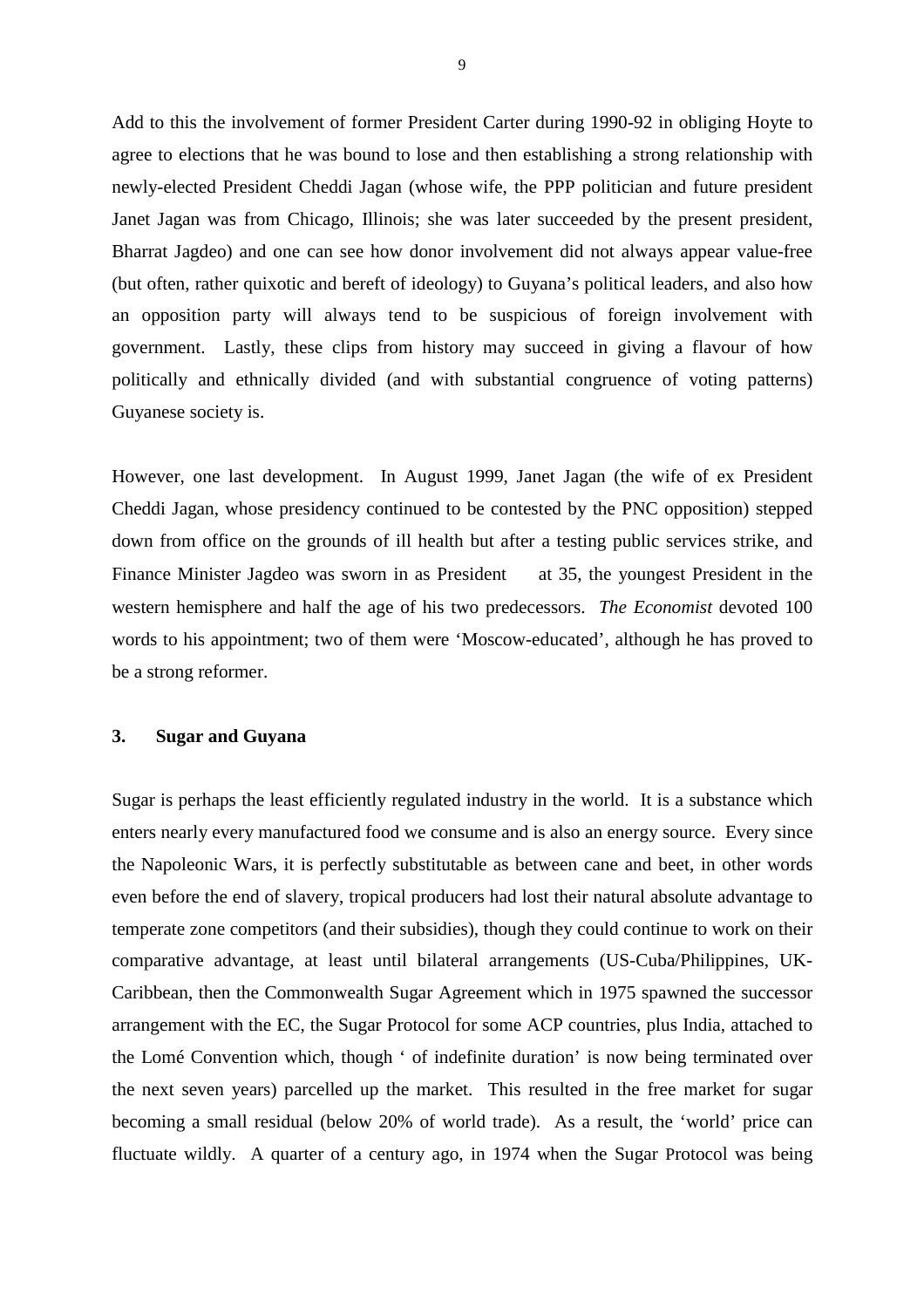Add to this the involvement of former President Carter during 1990-92 in obliging Hoyte to agree to elections that he was bound to lose and then establishing a strong relationship with newly-elected President Cheddi Jagan (whose wife, the PPP politician and future president Janet Jagan was from Chicago, Illinois; she was later succeeded by the present president, Bharrat Jagdeo) and one can see how donor involvement did not always appear value-free (but often, rather quixotic and bereft of ideology) to Guyana's political leaders, and also how an opposition party will always tend to be suspicious of foreign involvement with government. Lastly, these clips from history may succeed in giving a flavour of how politically and ethnically divided (and with substantial congruence of voting patterns) Guyanese society is.

However, one last development. In August 1999, Janet Jagan (the wife of ex President Cheddi Jagan, whose presidency continued to be contested by the PNC opposition) stepped down from office on the grounds of ill health but after a testing public services strike, and Finance Minister Jagdeo was sworn in as President at 35, the youngest President in the western hemisphere and half the age of his two predecessors. *The Economist* devoted 100 words to his appointment; two of them were 'Moscow-educated', although he has proved to be a strong reformer.

## 3. Sugar and Guyana

Sugar is perhaps the least efficiently regulated industry in the world. It is a substance which enters nearly every manufactured food we consume and is also an energy source. Every since the Napoleonic Wars, it is perfectly substitutable as between cane and beet, in other words even before the end of slavery, tropical producers had lost their natural absolute advantage to temperate zone competitors (and their subsidies), though they could continue to work on their comparative advantage, at least until bilateral arrangements (US-Cuba/Philippines, UK-Caribbean, then the Commonwealth Sugar Agreement which in 1975 spawned the successor arrangement with the EC, the Sugar Protocol for some ACP countries, plus India, attached to the Lomé Convention which, though ' of indefinite duration' is now being terminated over the next seven years) parcelled up the market. This resulted in the free market for sugar becoming a small residual (below 20% of world trade). As a result, the 'world' price can fluctuate wildly. A quarter of a century ago, in 1974 when the Sugar Protocol was being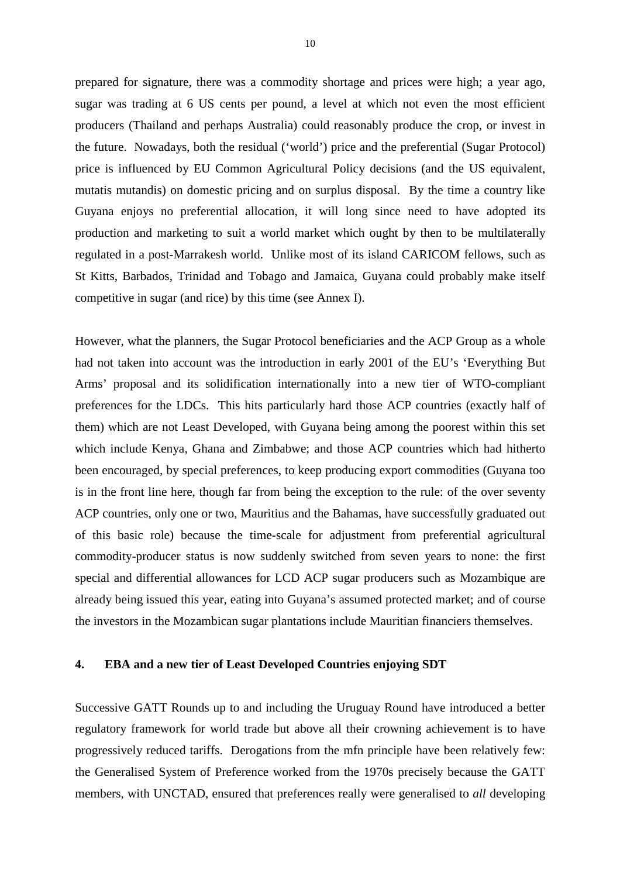prepared for signature, there was a commodity shortage and prices were high; a year ago, sugar was trading at 6 US cents per pound, a level at which not even the most efficient producers (Thailand and perhaps Australia) could reasonably produce the crop, or invest in the future. Nowadays, both the residual ('world') price and the preferential (Sugar Protocol) price is influenced by EU Common Agricultural Policy decisions (and the US equivalent, mutatis mutandis) on domestic pricing and on surplus disposal. By the time a country like Guyana enjoys no preferential allocation, it will long since need to have adopted its production and marketing to suit a world market which ought by then to be multilaterally regulated in a post-Marrakesh world. Unlike most of its island CARICOM fellows, such as St Kitts, Barbados, Trinidad and Tobago and Jamaica, Guyana could probably make itself competitive in sugar (and rice) by this time (see Annex I).

However, what the planners, the Sugar Protocol beneficiaries and the ACP Group as a whole had not taken into account was the introduction in early 2001 of the EU's 'Everything But Arms' proposal and its solidification internationally into a new tier of WTO-compliant preferences for the LDCs. This hits particularly hard those ACP countries (exactly half of them) which are not Least Developed, with Guyana being among the poorest within this set which include Kenya, Ghana and Zimbabwe; and those ACP countries which had hitherto been encouraged, by special preferences, to keep producing export commodities (Guyana too is in the front line here, though far from being the exception to the rule: of the over seventy ACP countries, only one or two, Mauritius and the Bahamas, have successfully graduated out of this basic role) because the time-scale for adjustment from preferential agricultural commodity-producer status is now suddenly switched from seven years to none: the first special and differential allowances for LCD ACP sugar producers such as Mozambique are already being issued this year, eating into Guyana's assumed protected market; and of course the investors in the Mozambican sugar plantations include Mauritian financiers themselves.

## 4. EBA and a new tier of Least Developed Countries enjoying SDT

Successive GATT Rounds up to and including the Uruguay Round have introduced a better regulatory framework for world trade but above all their crowning achievement is to have progressively reduced tariffs. Derogations from the mfn principle have been relatively few: the Generalised System of Preference worked from the 1970s precisely because the GATT members, with UNCTAD, ensured that preferences really were generalised to *all* developing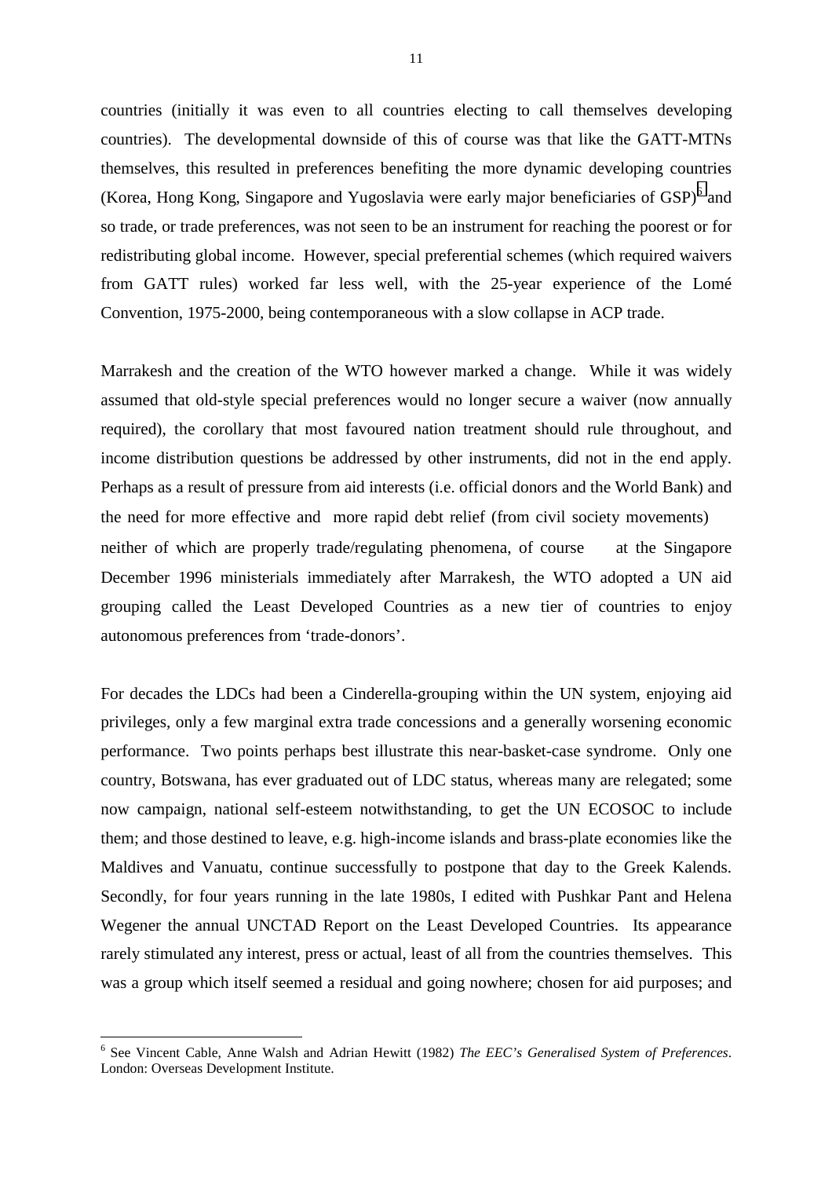countries (initially it was even to all countries electing to call themselves developing countries). The developmental downside of this of course was that like the GATT-MTNs themselves, this resulted in preferences benefiting the more dynamic developing countries (Korea, Hong Kong, Singapore and Yugoslavia were early major beneficiaries of GSP)[6] and so trade, or trade preferences, was not seen to be an instrument for reaching the poorest or for redistributing global income. However, special preferential schemes (which required waivers from GATT rules) worked far less well, with the 25-year experience of the Lomé Convention, 1975-2000, being contemporaneous with a slow collapse in ACP trade.

Marrakesh and the creation of the WTO however marked a change. While it was widely assumed that old-style special preferences would no longer secure a waiver (now annually required), the corollary that most favoured nation treatment should rule throughout, and income distribution questions be addressed by other instruments, did not in the end apply. Perhaps as a result of pressure from aid interests (i.e. official donors and the World Bank) and the need for more effective and more rapid debt relief (from civil society movements) neither of which are properly trade/regulating phenomena, of course at the Singapore December 1996 ministerials immediately after Marrakesh, the WTO adopted a UN aid grouping called the Least Developed Countries as a new tier of countries to enjoy autonomous preferences from 'trade-donors'.

For decades the LDCs had been a Cinderella-grouping within the UN system, enjoying aid privileges, only a few marginal extra trade concessions and a generally worsening economic performance. Two points perhaps best illustrate this near-basket-case syndrome. Only one country, Botswana, has ever graduated out of LDC status, whereas many are relegated; some now campaign, national self-esteem notwithstanding, to get the UN ECOSOC to include them; and those destined to leave, e.g. high-income islands and brass-plate economies like the Maldives and Vanuatu, continue successfully to postpone that day to the Greek Kalends. Secondly, for four years running in the late 1980s, I edited with Pushkar Pant and Helena Wegener the annual UNCTAD Report on the Least Developed Countries. Its appearance rarely stimulated any interest, press or actual, least of all from the countries themselves. This was a group which itself seemed a residual and going nowhere; chosen for aid purposes; and

[6] See Vincent Cable, Anne Walsh and Adrian Hewitt (1982) *The EEC's Generalised System of Preferences*. London: Overseas Development Institute.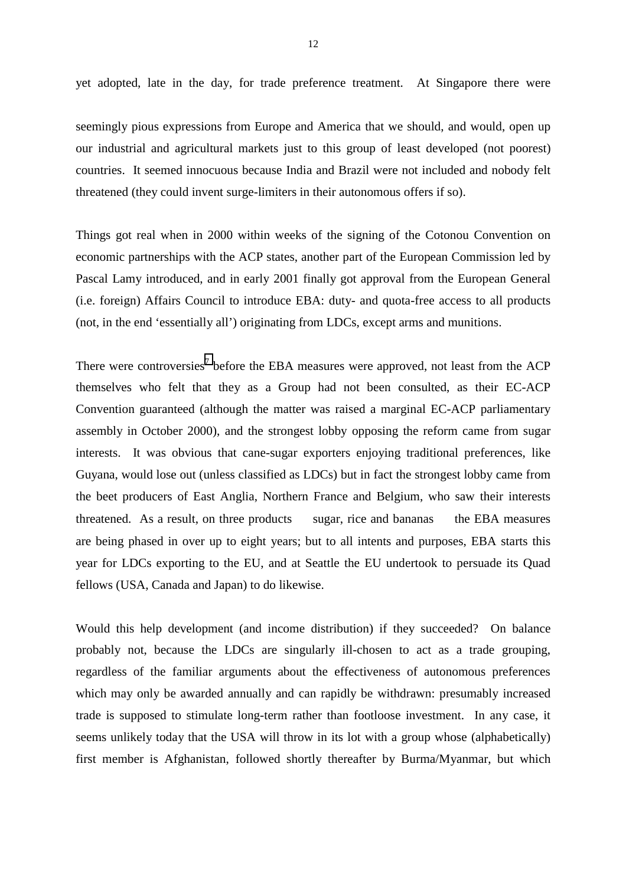yet adopted, late in the day, for trade preference treatment. At Singapore there were

seemingly pious expressions from Europe and America that we should, and would, open up our industrial and agricultural markets just to this group of least developed (not poorest) countries. It seemed innocuous because India and Brazil were not included and nobody felt threatened (they could invent surge-limiters in their autonomous offers if so).

Things got real when in 2000 within weeks of the signing of the Cotonou Convention on economic partnerships with the ACP states, another part of the European Commission led by Pascal Lamy introduced, and in early 2001 finally got approval from the European General (i.e. foreign) Affairs Council to introduce EBA: duty- and quota-free access to all products (not, in the end 'essentially all') originating from LDCs, except arms and munitions.

There were controversies[7] before the EBA measures were approved, not least from the ACP themselves who felt that they as a Group had not been consulted, as their EC-ACP Convention guaranteed (although the matter was raised a marginal EC-ACP parliamentary assembly in October 2000), and the strongest lobby opposing the reform came from sugar interests. It was obvious that cane-sugar exporters enjoying traditional preferences, like Guyana, would lose out (unless classified as LDCs) but in fact the strongest lobby came from the beet producers of East Anglia, Northern France and Belgium, who saw their interests threatened. As a result, on three products sugar, rice and bananas the EBA measures are being phased in over up to eight years; but to all intents and purposes, EBA starts this year for LDCs exporting to the EU, and at Seattle the EU undertook to persuade its Quad fellows (USA, Canada and Japan) to do likewise.

Would this help development (and income distribution) if they succeeded? On balance probably not, because the LDCs are singularly ill-chosen to act as a trade grouping, regardless of the familiar arguments about the effectiveness of autonomous preferences which may only be awarded annually and can rapidly be withdrawn: presumably increased trade is supposed to stimulate long-term rather than footloose investment. In any case, it seems unlikely today that the USA will throw in its lot with a group whose (alphabetically) first member is Afghanistan, followed shortly thereafter by Burma/Myanmar, but which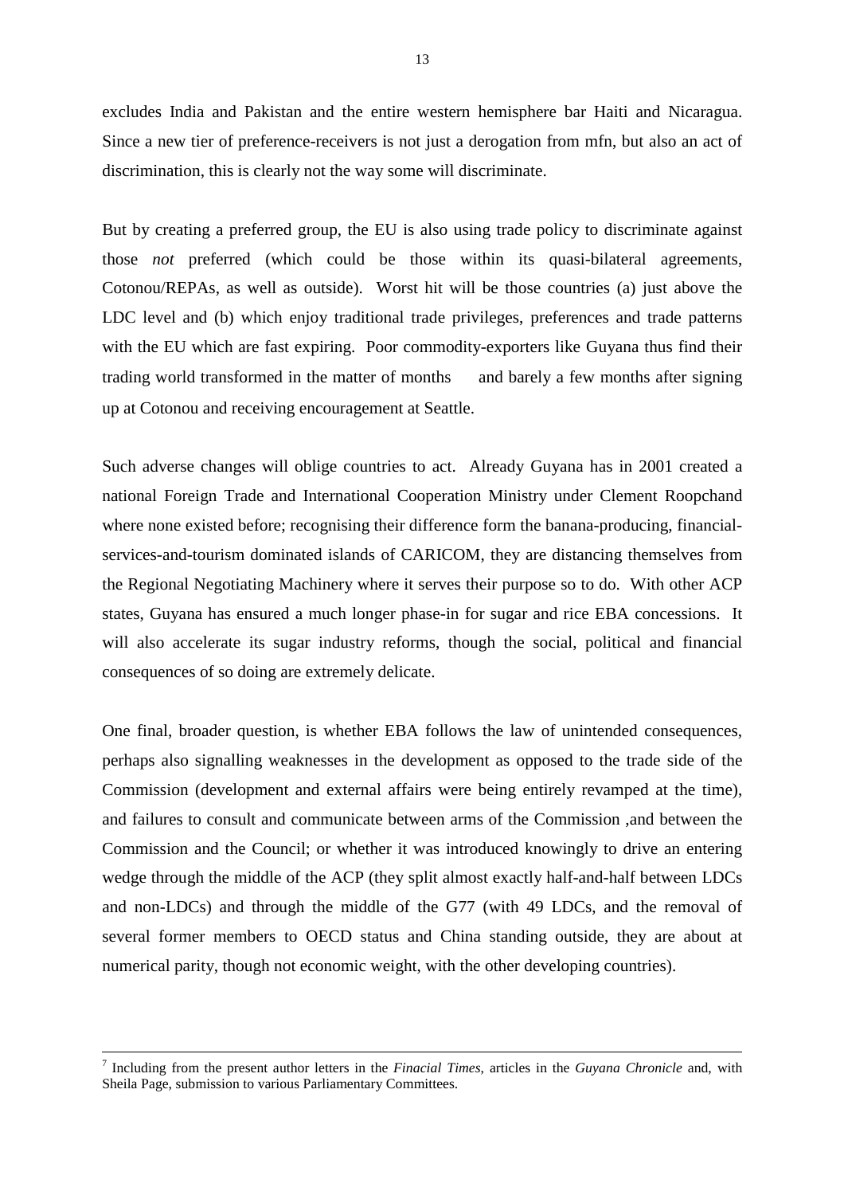excludes India and Pakistan and the entire western hemisphere bar Haiti and Nicaragua. Since a new tier of preference-receivers is not just a derogation from mfn, but also an act of discrimination, this is clearly not the way some will discriminate.

But by creating a preferred group, the EU is also using trade policy to discriminate against those *not* preferred (which could be those within its quasi-bilateral agreements, Cotonou/REPAs, as well as outside). Worst hit will be those countries (a) just above the LDC level and (b) which enjoy traditional trade privileges, preferences and trade patterns with the EU which are fast expiring. Poor commodity-exporters like Guyana thus find their trading world transformed in the matter of months and barely a few months after signing up at Cotonou and receiving encouragement at Seattle.

Such adverse changes will oblige countries to act. Already Guyana has in 2001 created a national Foreign Trade and International Cooperation Ministry under Clement Roopchand where none existed before; recognising their difference form the banana-producing, financial-services-and-tourism dominated islands of CARICOM, they are distancing themselves from the Regional Negotiating Machinery where it serves their purpose so to do. With other ACP states, Guyana has ensured a much longer phase-in for sugar and rice EBA concessions. It will also accelerate its sugar industry reforms, though the social, political and financial consequences of so doing are extremely delicate.

One final, broader question, is whether EBA follows the law of unintended consequences, perhaps also signalling weaknesses in the development as opposed to the trade side of the Commission (development and external affairs were being entirely revamped at the time), and failures to consult and communicate between arms of the Commission ,and between the Commission and the Council; or whether it was introduced knowingly to drive an entering wedge through the middle of the ACP (they split almost exactly half-and-half between LDCs and non-LDCs) and through the middle of the G77 (with 49 LDCs, and the removal of several former members to OECD status and China standing outside, they are about at numerical parity, though not economic weight, with the other developing countries).

---

[7] Including from the present author letters in the *Finacial Times*, articles in the *Guyana Chronicle* and, with Sheila Page, submission to various Parliamentary Committees.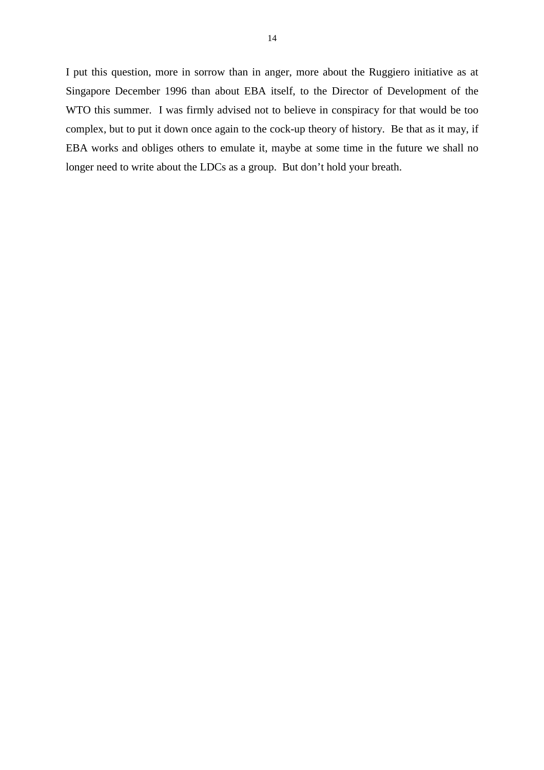I put this question, more in sorrow than in anger, more about the Ruggiero initiative as at Singapore December 1996 than about EBA itself, to the Director of Development of the WTO this summer. I was firmly advised not to believe in conspiracy for that would be too complex, but to put it down once again to the cock-up theory of history. Be that as it may, if EBA works and obliges others to emulate it, maybe at some time in the future we shall no longer need to write about the LDCs as a group. But don't hold your breath.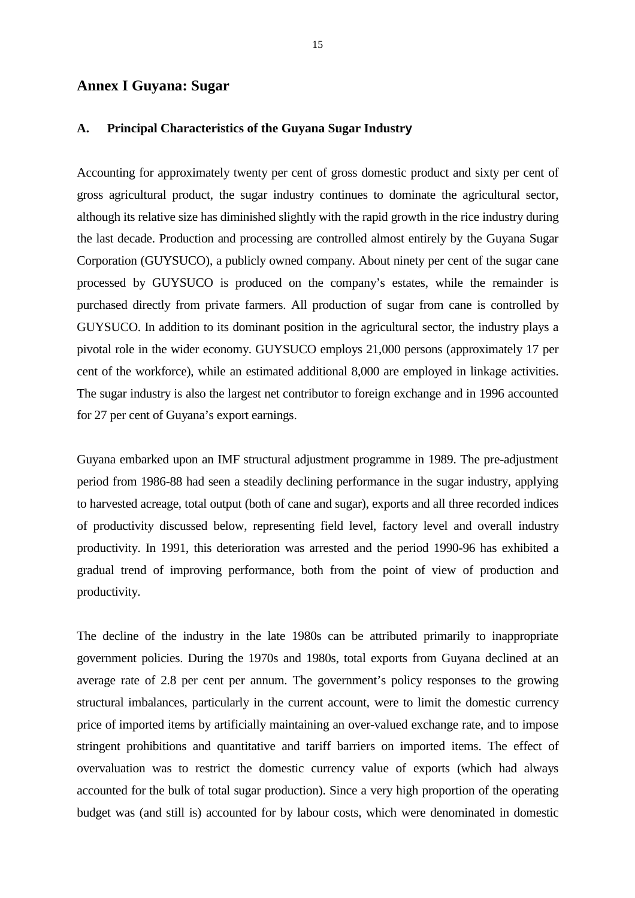## Annex I Guyana: Sugar

### A. Principal Characteristics of the Guyana Sugar Industry

Accounting for approximately twenty per cent of gross domestic product and sixty per cent of gross agricultural product, the sugar industry continues to dominate the agricultural sector, although its relative size has diminished slightly with the rapid growth in the rice industry during the last decade. Production and processing are controlled almost entirely by the Guyana Sugar Corporation (GUYSUCO), a publicly owned company. About ninety per cent of the sugar cane processed by GUYSUCO is produced on the company's estates, while the remainder is purchased directly from private farmers. All production of sugar from cane is controlled by GUYSUCO. In addition to its dominant position in the agricultural sector, the industry plays a pivotal role in the wider economy. GUYSUCO employs 21,000 persons (approximately 17 per cent of the workforce), while an estimated additional 8,000 are employed in linkage activities. The sugar industry is also the largest net contributor to foreign exchange and in 1996 accounted for 27 per cent of Guyana's export earnings.

Guyana embarked upon an IMF structural adjustment programme in 1989. The pre-adjustment period from 1986-88 had seen a steadily declining performance in the sugar industry, applying to harvested acreage, total output (both of cane and sugar), exports and all three recorded indices of productivity discussed below, representing field level, factory level and overall industry productivity. In 1991, this deterioration was arrested and the period 1990-96 has exhibited a gradual trend of improving performance, both from the point of view of production and productivity.

The decline of the industry in the late 1980s can be attributed primarily to inappropriate government policies. During the 1970s and 1980s, total exports from Guyana declined at an average rate of 2.8 per cent per annum. The government's policy responses to the growing structural imbalances, particularly in the current account, were to limit the domestic currency price of imported items by artificially maintaining an over-valued exchange rate, and to impose stringent prohibitions and quantitative and tariff barriers on imported items. The effect of overvaluation was to restrict the domestic currency value of exports (which had always accounted for the bulk of total sugar production). Since a very high proportion of the operating budget was (and still is) accounted for by labour costs, which were denominated in domestic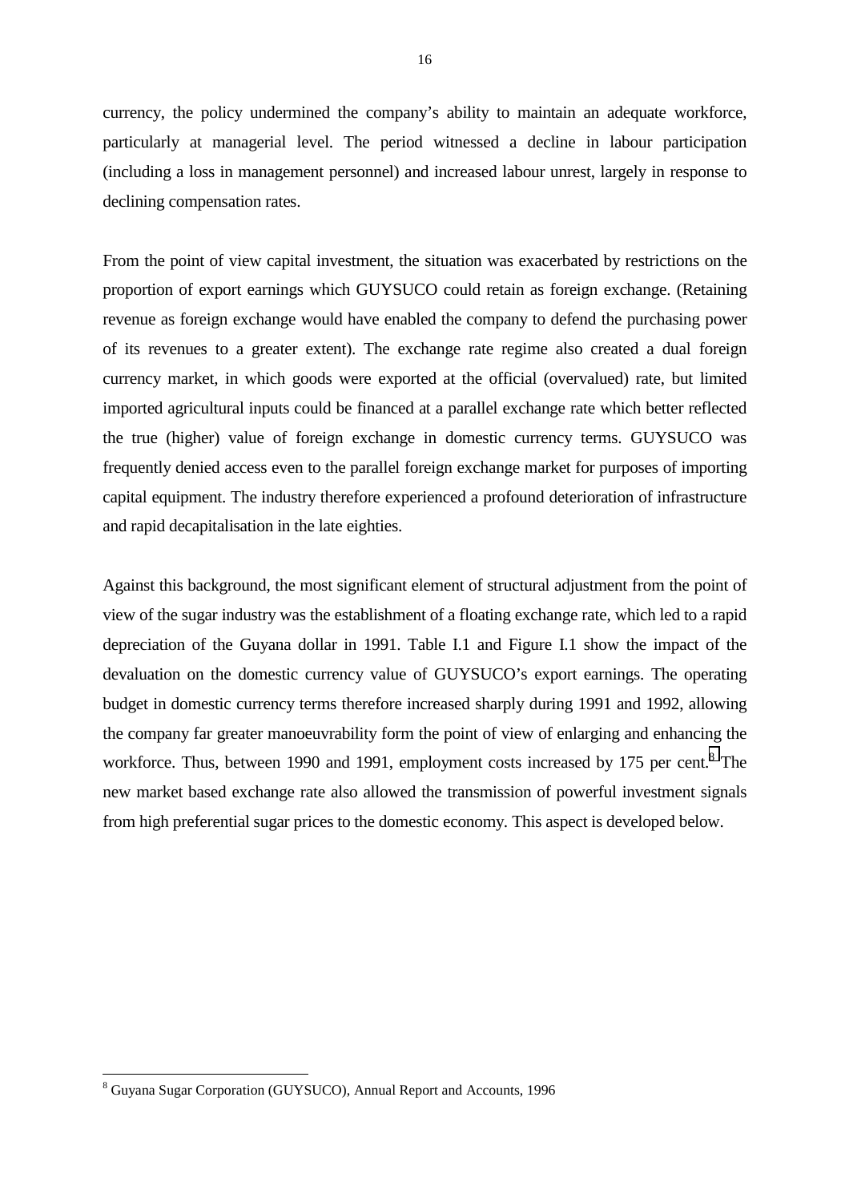currency, the policy undermined the company's ability to maintain an adequate workforce, particularly at managerial level. The period witnessed a decline in labour participation (including a loss in management personnel) and increased labour unrest, largely in response to declining compensation rates.

From the point of view capital investment, the situation was exacerbated by restrictions on the proportion of export earnings which GUYSUCO could retain as foreign exchange. (Retaining revenue as foreign exchange would have enabled the company to defend the purchasing power of its revenues to a greater extent). The exchange rate regime also created a dual foreign currency market, in which goods were exported at the official (overvalued) rate, but limited imported agricultural inputs could be financed at a parallel exchange rate which better reflected the true (higher) value of foreign exchange in domestic currency terms. GUYSUCO was frequently denied access even to the parallel foreign exchange market for purposes of importing capital equipment. The industry therefore experienced a profound deterioration of infrastructure and rapid decapitalisation in the late eighties.

Against this background, the most significant element of structural adjustment from the point of view of the sugar industry was the establishment of a floating exchange rate, which led to a rapid depreciation of the Guyana dollar in 1991. Table I.1 and Figure I.1 show the impact of the devaluation on the domestic currency value of GUYSUCO's export earnings. The operating budget in domestic currency terms therefore increased sharply during 1991 and 1992, allowing the company far greater manoeuvrability form the point of view of enlarging and enhancing the workforce. Thus, between 1990 and 1991, employment costs increased by 175 per cent.[8] The new market based exchange rate also allowed the transmission of powerful investment signals from high preferential sugar prices to the domestic economy. This aspect is developed below.

---

[8] Guyana Sugar Corporation (GUYSUCO), Annual Report and Accounts, 1996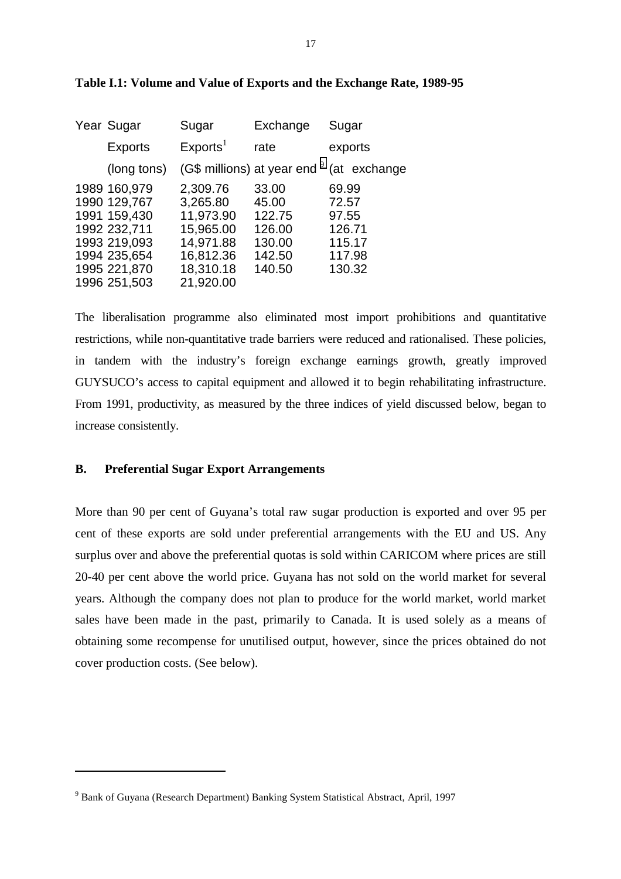**Table I.1: Volume and Value of Exports and the Exchange Rate, 1989-95**

| Year | Sugar Exports (long tons) | Sugar Exports[1] (G$ millions) | Exchange rate at year end[9] | Sugar exports (at exchange |
|---|---|---|---|---|
| 1989 | 160,979 | 2,309.76 | 33.00 | 69.99 |
| 1990 | 129,767 | 3,265.80 | 45.00 | 72.57 |
| 1991 | 159,430 | 11,973.90 | 122.75 | 97.55 |
| 1992 | 232,711 | 15,965.00 | 126.00 | 126.71 |
| 1993 | 219,093 | 14,971.88 | 130.00 | 115.17 |
| 1994 | 235,654 | 16,812.36 | 142.50 | 117.98 |
| 1995 | 221,870 | 18,310.18 | 140.50 | 130.32 |
| 1996 | 251,503 | 21,920.00 | | |

The liberalisation programme also eliminated most import prohibitions and quantitative restrictions, while non-quantitative trade barriers were reduced and rationalised. These policies, in tandem with the industry's foreign exchange earnings growth, greatly improved GUYSUCO's access to capital equipment and allowed it to begin rehabilitating infrastructure. From 1991, productivity, as measured by the three indices of yield discussed below, began to increase consistently.

## B. Preferential Sugar Export Arrangements

More than 90 per cent of Guyana's total raw sugar production is exported and over 95 per cent of these exports are sold under preferential arrangements with the EU and US. Any surplus over and above the preferential quotas is sold within CARICOM where prices are still 20-40 per cent above the world price. Guyana has not sold on the world market for several years. Although the company does not plan to produce for the world market, world market sales have been made in the past, primarily to Canada. It is used solely as a means of obtaining some recompense for unutilised output, however, since the prices obtained do not cover production costs. (See below).

---

[9] Bank of Guyana (Research Department) Banking System Statistical Abstract, April, 1997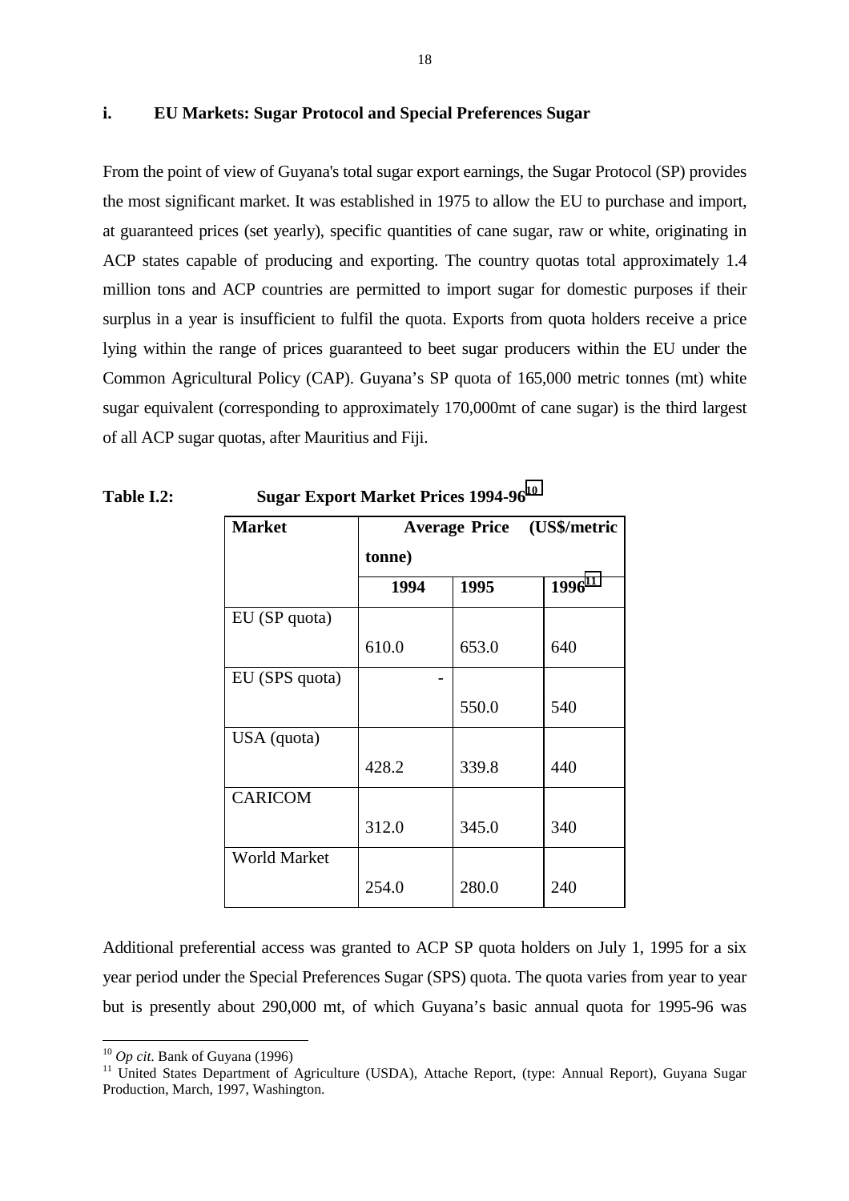## i. EU Markets: Sugar Protocol and Special Preferences Sugar

From the point of view of Guyana's total sugar export earnings, the Sugar Protocol (SP) provides the most significant market. It was established in 1975 to allow the EU to purchase and import, at guaranteed prices (set yearly), specific quantities of cane sugar, raw or white, originating in ACP states capable of producing and exporting. The country quotas total approximately 1.4 million tons and ACP countries are permitted to import sugar for domestic purposes if their surplus in a year is insufficient to fulfil the quota. Exports from quota holders receive a price lying within the range of prices guaranteed to beet sugar producers within the EU under the Common Agricultural Policy (CAP). Guyana's SP quota of 165,000 metric tonnes (mt) white sugar equivalent (corresponding to approximately 170,000mt of cane sugar) is the third largest of all ACP sugar quotas, after Mauritius and Fiji.

**Table I.2: Sugar Export Market Prices 1994-96**[10]

| Market | Average Price (US$/metric tonne) | | |
|---|---|---|---|
| | 1994 | 1995 | 1996[11] |
| EU (SP quota) | 610.0 | 653.0 | 640 |
| EU (SPS quota) | - | 550.0 | 540 |
| USA (quota) | 428.2 | 339.8 | 440 |
| CARICOM | 312.0 | 345.0 | 340 |
| World Market | 254.0 | 280.0 | 240 |

Additional preferential access was granted to ACP SP quota holders on July 1, 1995 for a six year period under the Special Preferences Sugar (SPS) quota. The quota varies from year to year but is presently about 290,000 mt, of which Guyana's basic annual quota for 1995-96 was

[10] *Op cit*. Bank of Guyana (1996)

[11] United States Department of Agriculture (USDA), Attache Report, (type: Annual Report), Guyana Sugar Production, March, 1997, Washington.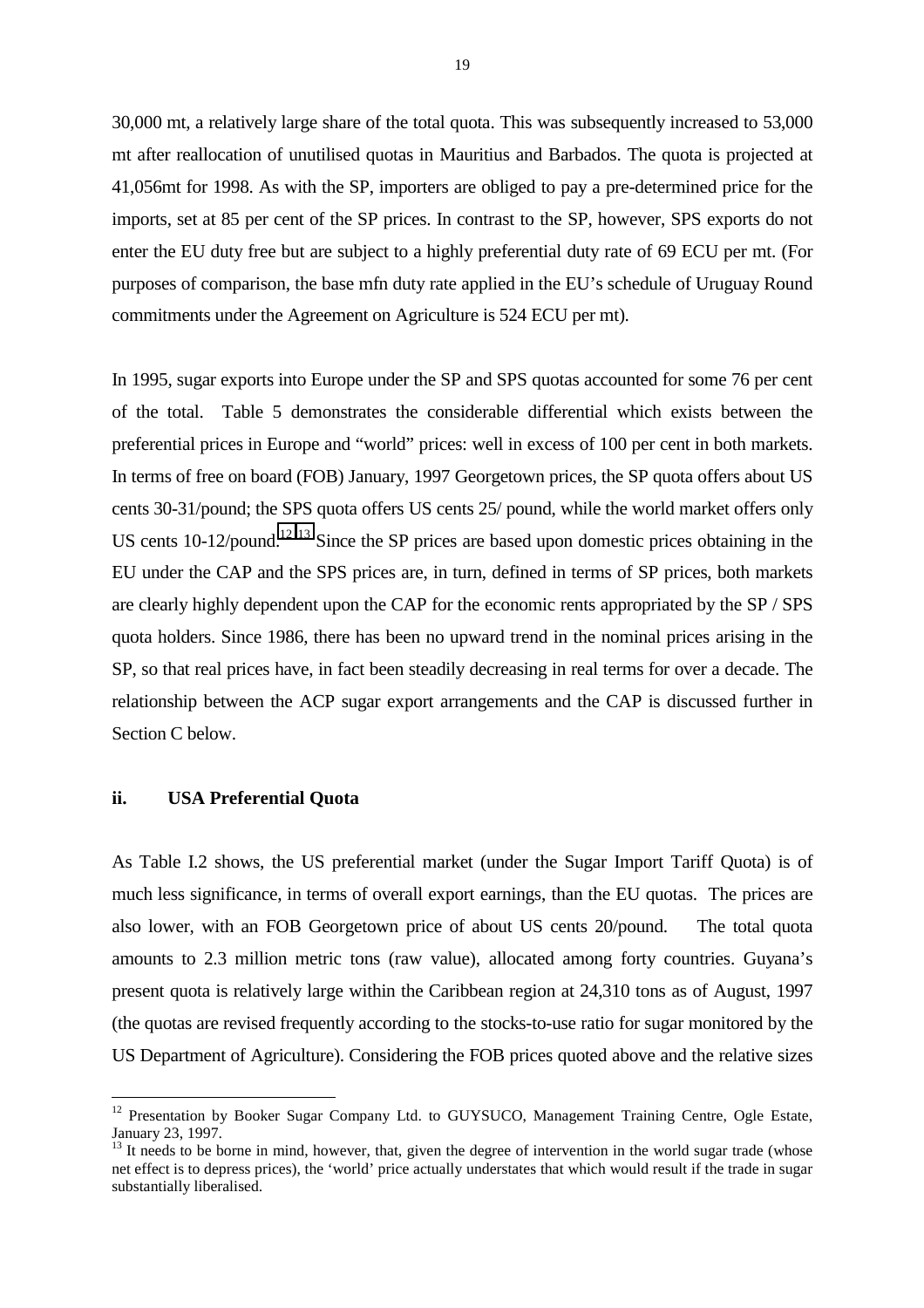30,000 mt, a relatively large share of the total quota. This was subsequently increased to 53,000 mt after reallocation of unutilised quotas in Mauritius and Barbados. The quota is projected at 41,056mt for 1998. As with the SP, importers are obliged to pay a pre-determined price for the imports, set at 85 per cent of the SP prices. In contrast to the SP, however, SPS exports do not enter the EU duty free but are subject to a highly preferential duty rate of 69 ECU per mt. (For purposes of comparison, the base mfn duty rate applied in the EU's schedule of Uruguay Round commitments under the Agreement on Agriculture is 524 ECU per mt).

In 1995, sugar exports into Europe under the SP and SPS quotas accounted for some 76 per cent of the total. Table 5 demonstrates the considerable differential which exists between the preferential prices in Europe and "world" prices: well in excess of 100 per cent in both markets. In terms of free on board (FOB) January, 1997 Georgetown prices, the SP quota offers about US cents 30-31/pound; the SPS quota offers US cents 25/ pound, while the world market offers only US cents 10-12/pound.[12] [13] Since the SP prices are based upon domestic prices obtaining in the EU under the CAP and the SPS prices are, in turn, defined in terms of SP prices, both markets are clearly highly dependent upon the CAP for the economic rents appropriated by the SP / SPS quota holders. Since 1986, there has been no upward trend in the nominal prices arising in the SP, so that real prices have, in fact been steadily decreasing in real terms for over a decade. The relationship between the ACP sugar export arrangements and the CAP is discussed further in Section C below.

### ii. USA Preferential Quota

As Table I.2 shows, the US preferential market (under the Sugar Import Tariff Quota) is of much less significance, in terms of overall export earnings, than the EU quotas. The prices are also lower, with an FOB Georgetown price of about US cents 20/pound. The total quota amounts to 2.3 million metric tons (raw value), allocated among forty countries. Guyana's present quota is relatively large within the Caribbean region at 24,310 tons as of August, 1997 (the quotas are revised frequently according to the stocks-to-use ratio for sugar monitored by the US Department of Agriculture). Considering the FOB prices quoted above and the relative sizes

---

[12] Presentation by Booker Sugar Company Ltd. to GUYSUCO, Management Training Centre, Ogle Estate, January 23, 1997.

[13] It needs to be borne in mind, however, that, given the degree of intervention in the world sugar trade (whose net effect is to depress prices), the 'world' price actually understates that which would result if the trade in sugar substantially liberalised.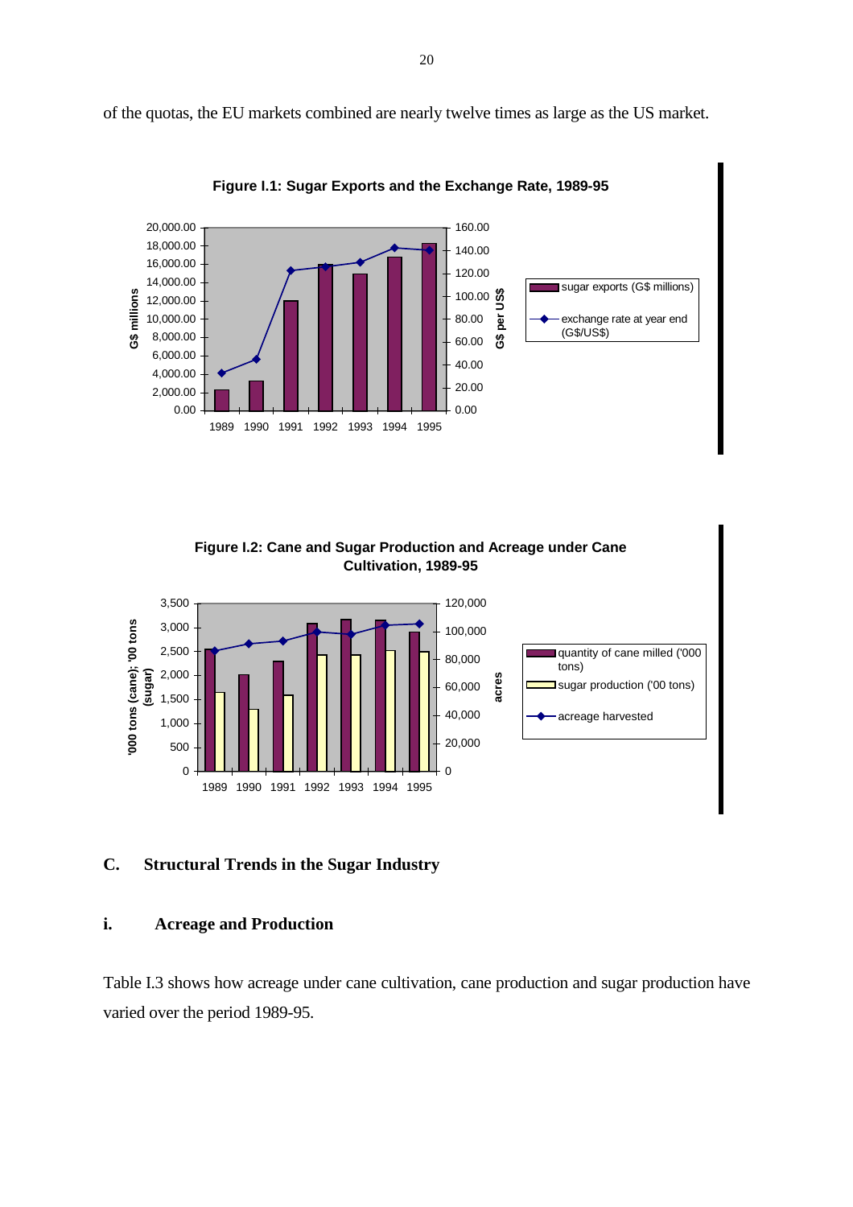of the quotas, the EU markets combined are nearly twelve times as large as the US market.

**Figure I.1: Sugar Exports and the Exchange Rate, 1989-95**

**Figure I.2: Cane and Sugar Production and Acreage under Cane Cultivation, 1989-95**

## C. Structural Trends in the Sugar Industry

### i. Acreage and Production

Table I.3 shows how acreage under cane cultivation, cane production and sugar production have varied over the period 1989-95.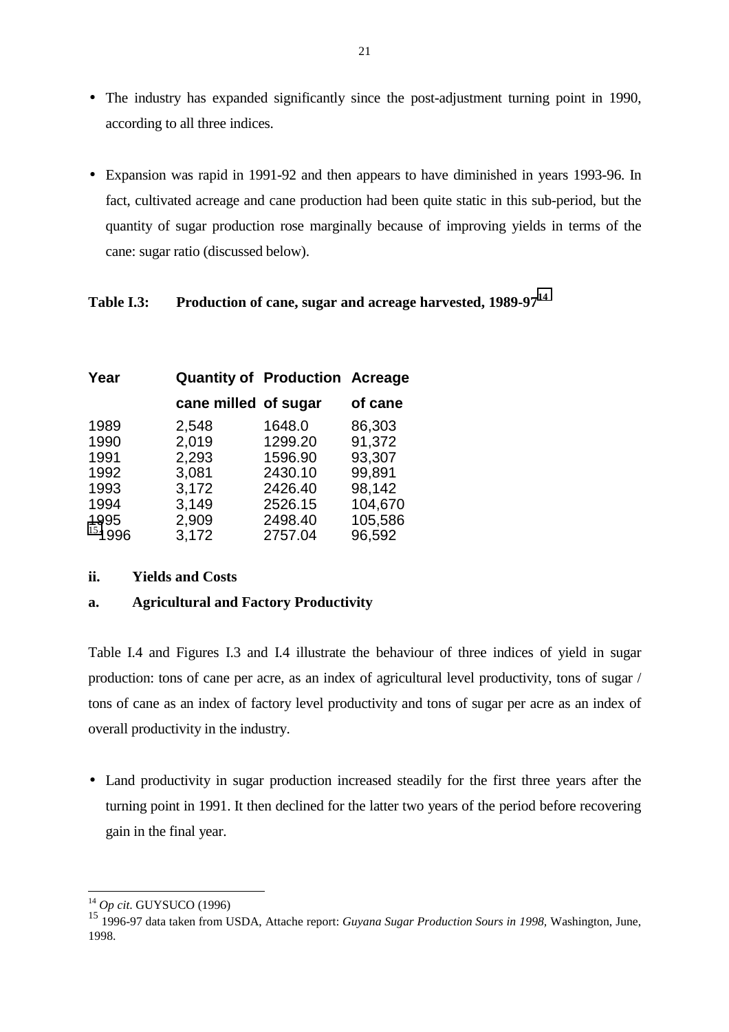- The industry has expanded significantly since the post-adjustment turning point in 1990, according to all three indices.

- Expansion was rapid in 1991-92 and then appears to have diminished in years 1993-96. In fact, cultivated acreage and cane production had been quite static in this sub-period, but the quantity of sugar production rose marginally because of improving yields in terms of the cane: sugar ratio (discussed below).

**Table I.3: Production of cane, sugar and acreage harvested, 1989-97**[14]

| Year | Quantity of cane milled | Production of sugar | Acreage of cane |
|---|---|---|---|
| 1989 | 2,548 | 1648.0 | 86,303 |
| 1990 | 2,019 | 1299.20 | 91,372 |
| 1991 | 2,293 | 1596.90 | 93,307 |
| 1992 | 3,081 | 2430.10 | 99,891 |
| 1993 | 3,172 | 2426.40 | 98,142 |
| 1994 | 3,149 | 2526.15 | 104,670 |
| 1995 | 2,909 | 2498.40 | 105,586 |
| [15] 1996 | 3,172 | 2757.04 | 96,592 |

**ii. Yields and Costs**

**a. Agricultural and Factory Productivity**

Table I.4 and Figures I.3 and I.4 illustrate the behaviour of three indices of yield in sugar production: tons of cane per acre, as an index of agricultural level productivity, tons of sugar / tons of cane as an index of factory level productivity and tons of sugar per acre as an index of overall productivity in the industry.

- Land productivity in sugar production increased steadily for the first three years after the turning point in 1991. It then declined for the latter two years of the period before recovering gain in the final year.

---

[14] *Op cit*. GUYSUCO (1996)

[15] 1996-97 data taken from USDA, Attache report: *Guyana Sugar Production Sours in 1998*, Washington, June, 1998.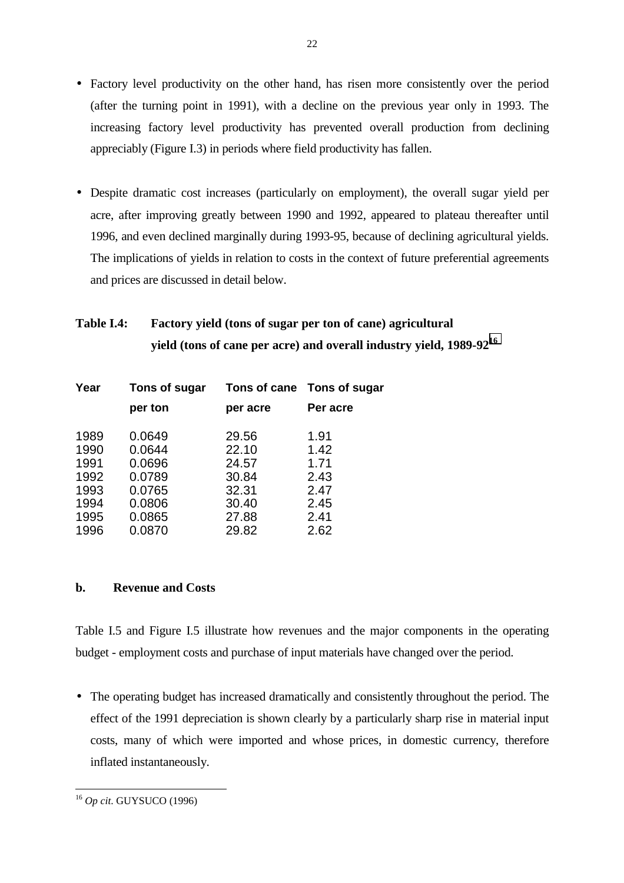- Factory level productivity on the other hand, has risen more consistently over the period (after the turning point in 1991), with a decline on the previous year only in 1993. The increasing factory level productivity has prevented overall production from declining appreciably (Figure I.3) in periods where field productivity has fallen.

- Despite dramatic cost increases (particularly on employment), the overall sugar yield per acre, after improving greatly between 1990 and 1992, appeared to plateau thereafter until 1996, and even declined marginally during 1993-95, because of declining agricultural yields. The implications of yields in relation to costs in the context of future preferential agreements and prices are discussed in detail below.

**Table I.4: Factory yield (tons of sugar per ton of cane) agricultural yield (tons of cane per acre) and overall industry yield, 1989-92**[16]

| Year | Tons of sugar per ton | Tons of cane per acre | Tons of sugar Per acre |
|---|---|---|---|
| 1989 | 0.0649 | 29.56 | 1.91 |
| 1990 | 0.0644 | 22.10 | 1.42 |
| 1991 | 0.0696 | 24.57 | 1.71 |
| 1992 | 0.0789 | 30.84 | 2.43 |
| 1993 | 0.0765 | 32.31 | 2.47 |
| 1994 | 0.0806 | 30.40 | 2.45 |
| 1995 | 0.0865 | 27.88 | 2.41 |
| 1996 | 0.0870 | 29.82 | 2.62 |

### b. Revenue and Costs

Table I.5 and Figure I.5 illustrate how revenues and the major components in the operating budget - employment costs and purchase of input materials have changed over the period.

- The operating budget has increased dramatically and consistently throughout the period. The effect of the 1991 depreciation is shown clearly by a particularly sharp rise in material input costs, many of which were imported and whose prices, in domestic currency, therefore inflated instantaneously.

[16] *Op cit*. GUYSUCO (1996)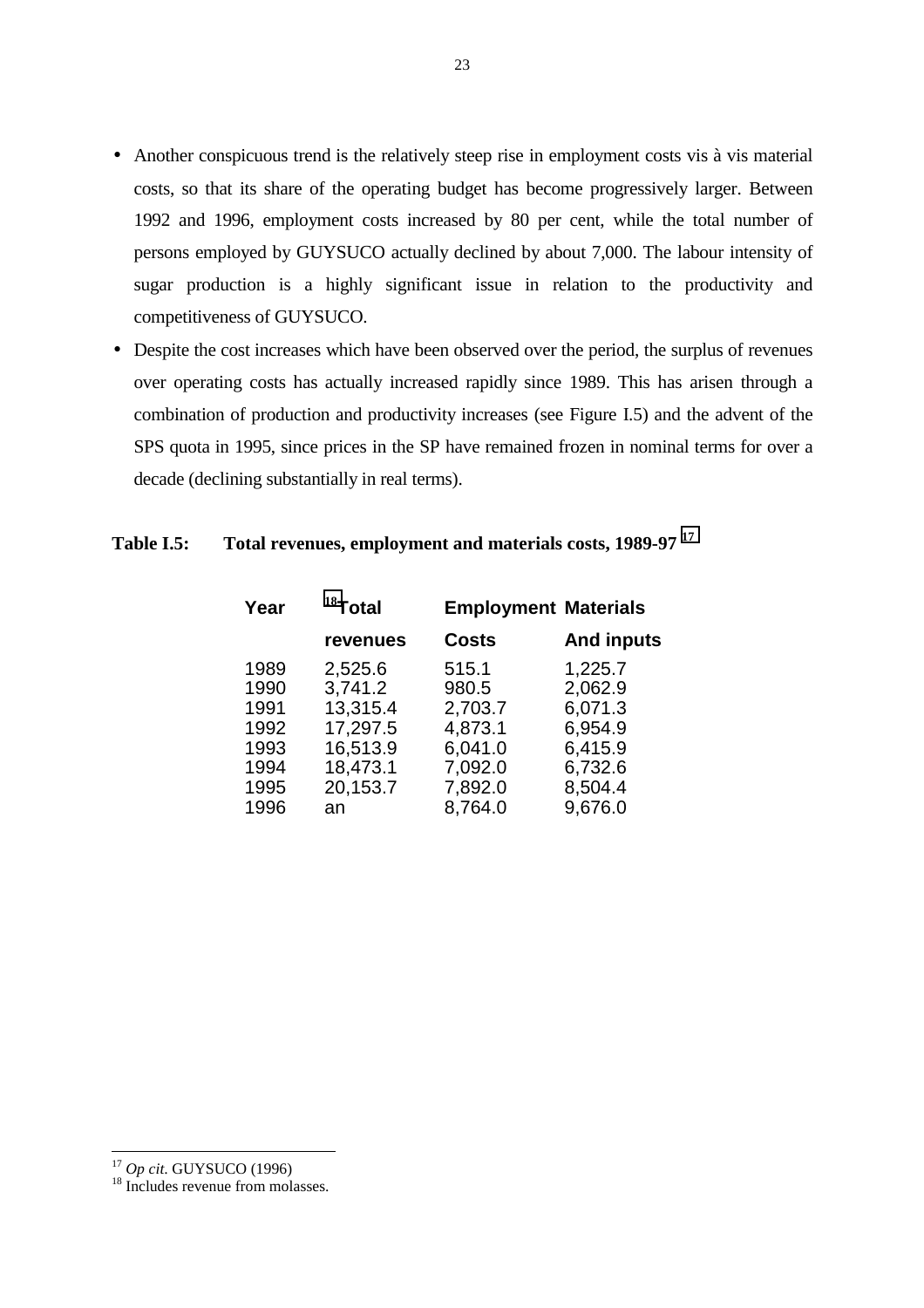- Another conspicuous trend is the relatively steep rise in employment costs vis à vis material costs, so that its share of the operating budget has become progressively larger. Between 1992 and 1996, employment costs increased by 80 per cent, while the total number of persons employed by GUYSUCO actually declined by about 7,000. The labour intensity of sugar production is a highly significant issue in relation to the productivity and competitiveness of GUYSUCO.
- Despite the cost increases which have been observed over the period, the surplus of revenues over operating costs has actually increased rapidly since 1989. This has arisen through a combination of production and productivity increases (see Figure I.5) and the advent of the SPS quota in 1995, since prices in the SP have remained frozen in nominal terms for over a decade (declining substantially in real terms).

**Table I.5: Total revenues, employment and materials costs, 1989-97** [17]

| Year | [18]Total revenues | Employment Costs | Materials And inputs |
|---|---|---|---|
| 1989 | 2,525.6 | 515.1 | 1,225.7 |
| 1990 | 3,741.2 | 980.5 | 2,062.9 |
| 1991 | 13,315.4 | 2,703.7 | 6,071.3 |
| 1992 | 17,297.5 | 4,873.1 | 6,954.9 |
| 1993 | 16,513.9 | 6,041.0 | 6,415.9 |
| 1994 | 18,473.1 | 7,092.0 | 6,732.6 |
| 1995 | 20,153.7 | 7,892.0 | 8,504.4 |
| 1996 | an | 8,764.0 | 9,676.0 |

[17] *Op cit.* GUYSUCO (1996)

[18] Includes revenue from molasses.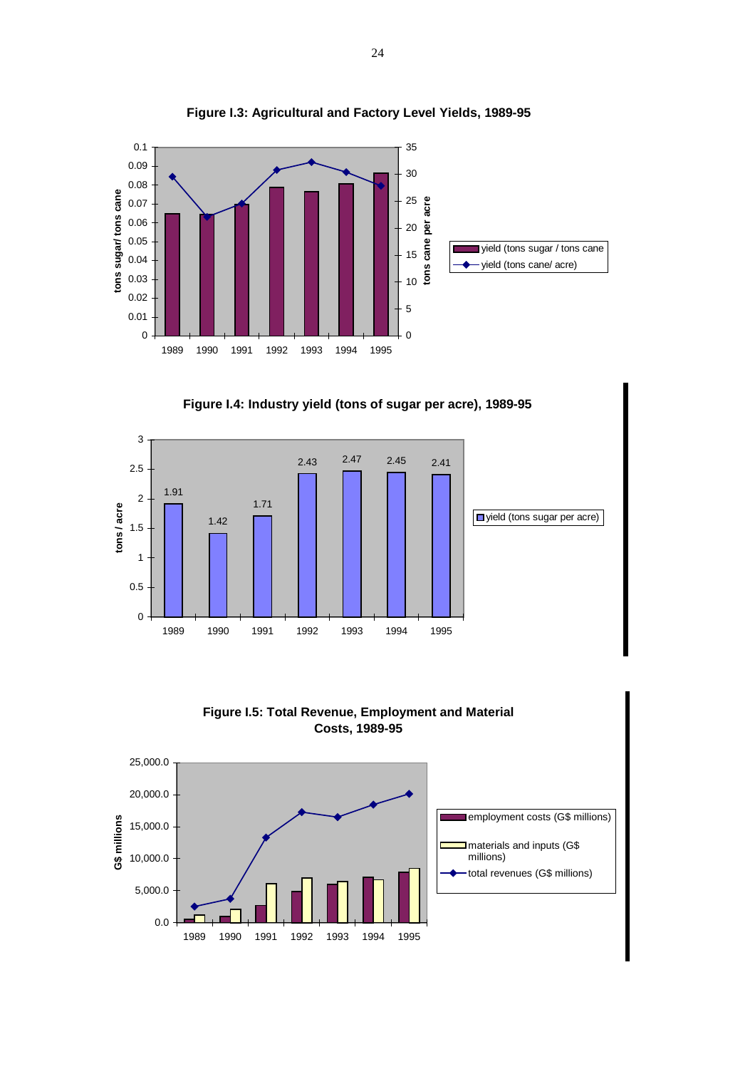**Figure I.3: Agricultural and Factory Level Yields, 1989-95**

**Figure I.4: Industry yield (tons of sugar per acre), 1989-95**

**Figure I.5: Total Revenue, Employment and Material Costs, 1989-95**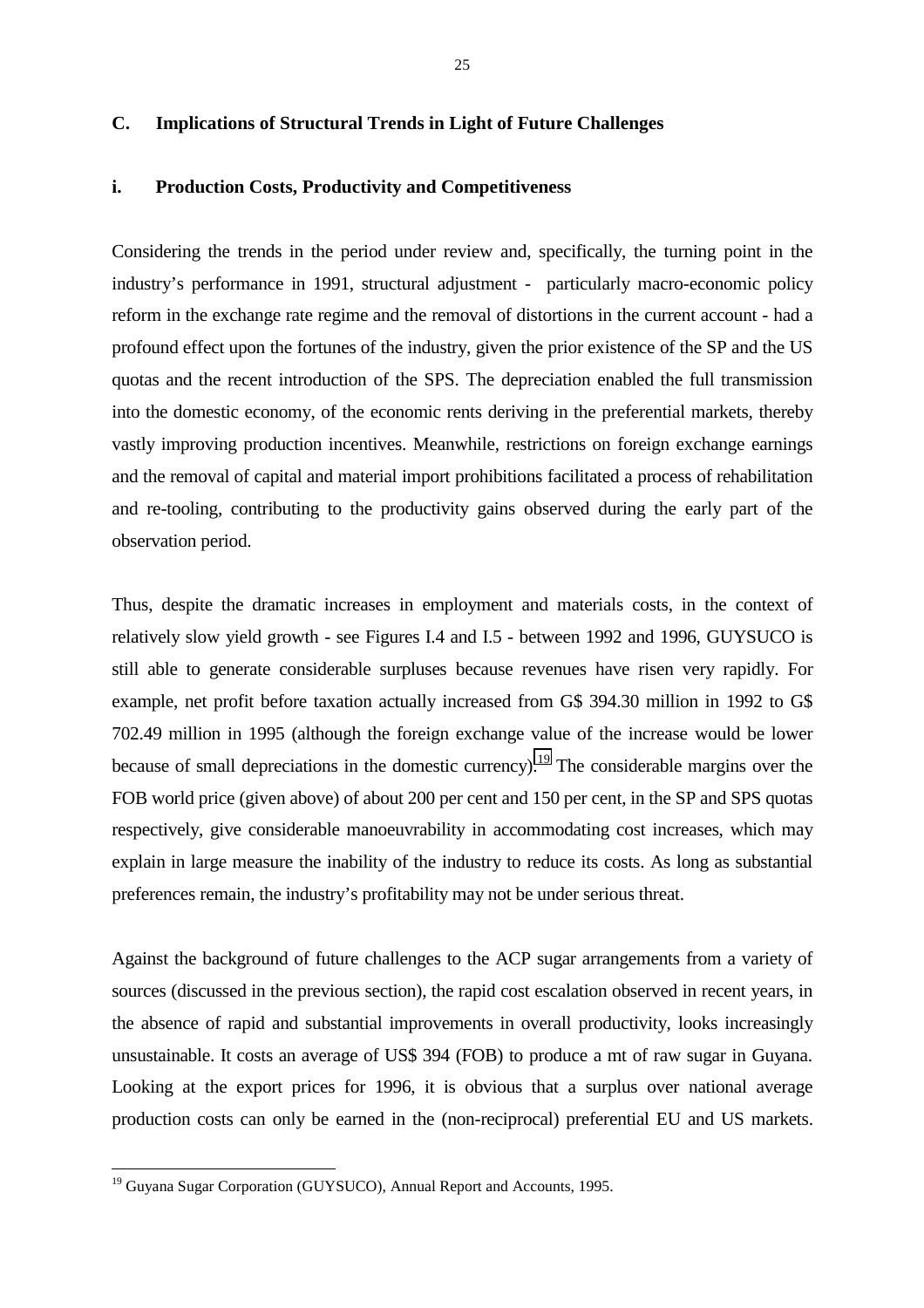### C. Implications of Structural Trends in Light of Future Challenges

#### i. Production Costs, Productivity and Competitiveness

Considering the trends in the period under review and, specifically, the turning point in the industry's performance in 1991, structural adjustment - particularly macro-economic policy reform in the exchange rate regime and the removal of distortions in the current account - had a profound effect upon the fortunes of the industry, given the prior existence of the SP and the US quotas and the recent introduction of the SPS. The depreciation enabled the full transmission into the domestic economy, of the economic rents deriving in the preferential markets, thereby vastly improving production incentives. Meanwhile, restrictions on foreign exchange earnings and the removal of capital and material import prohibitions facilitated a process of rehabilitation and re-tooling, contributing to the productivity gains observed during the early part of the observation period.

Thus, despite the dramatic increases in employment and materials costs, in the context of relatively slow yield growth - see Figures I.4 and I.5 - between 1992 and 1996, GUYSUCO is still able to generate considerable surpluses because revenues have risen very rapidly. For example, net profit before taxation actually increased from G$ 394.30 million in 1992 to G$ 702.49 million in 1995 (although the foreign exchange value of the increase would be lower because of small depreciations in the domestic currency).[19] The considerable margins over the FOB world price (given above) of about 200 per cent and 150 per cent, in the SP and SPS quotas respectively, give considerable manoeuvrability in accommodating cost increases, which may explain in large measure the inability of the industry to reduce its costs. As long as substantial preferences remain, the industry's profitability may not be under serious threat.

Against the background of future challenges to the ACP sugar arrangements from a variety of sources (discussed in the previous section), the rapid cost escalation observed in recent years, in the absence of rapid and substantial improvements in overall productivity, looks increasingly unsustainable. It costs an average of US$ 394 (FOB) to produce a mt of raw sugar in Guyana. Looking at the export prices for 1996, it is obvious that a surplus over national average production costs can only be earned in the (non-reciprocal) preferential EU and US markets.

[19] Guyana Sugar Corporation (GUYSUCO), Annual Report and Accounts, 1995.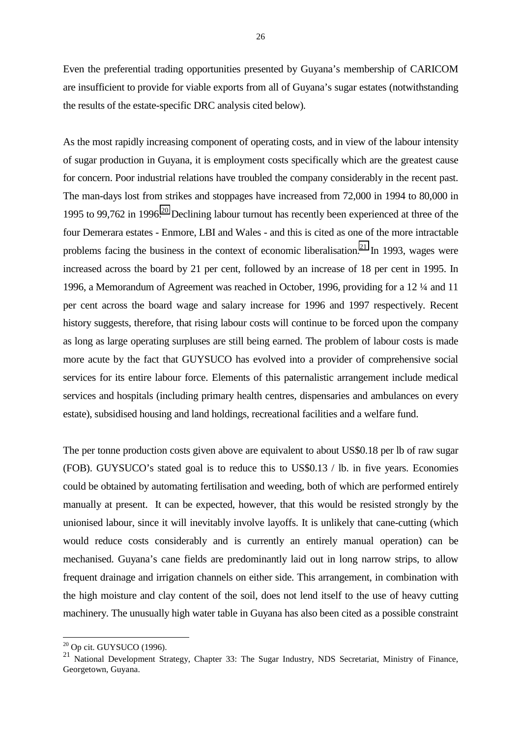Even the preferential trading opportunities presented by Guyana's membership of CARICOM are insufficient to provide for viable exports from all of Guyana's sugar estates (notwithstanding the results of the estate-specific DRC analysis cited below).

As the most rapidly increasing component of operating costs, and in view of the labour intensity of sugar production in Guyana, it is employment costs specifically which are the greatest cause for concern. Poor industrial relations have troubled the company considerably in the recent past. The man-days lost from strikes and stoppages have increased from 72,000 in 1994 to 80,000 in 1995 to 99,762 in 1996.[20] Declining labour turnout has recently been experienced at three of the four Demerara estates - Enmore, LBI and Wales - and this is cited as one of the more intractable problems facing the business in the context of economic liberalisation.[21] In 1993, wages were increased across the board by 21 per cent, followed by an increase of 18 per cent in 1995. In 1996, a Memorandum of Agreement was reached in October, 1996, providing for a 12 ¼ and 11 per cent across the board wage and salary increase for 1996 and 1997 respectively. Recent history suggests, therefore, that rising labour costs will continue to be forced upon the company as long as large operating surpluses are still being earned. The problem of labour costs is made more acute by the fact that GUYSUCO has evolved into a provider of comprehensive social services for its entire labour force. Elements of this paternalistic arrangement include medical services and hospitals (including primary health centres, dispensaries and ambulances on every estate), subsidised housing and land holdings, recreational facilities and a welfare fund.

The per tonne production costs given above are equivalent to about US$0.18 per lb of raw sugar (FOB). GUYSUCO's stated goal is to reduce this to US$0.13 / lb. in five years. Economies could be obtained by automating fertilisation and weeding, both of which are performed entirely manually at present. It can be expected, however, that this would be resisted strongly by the unionised labour, since it will inevitably involve layoffs. It is unlikely that cane-cutting (which would reduce costs considerably and is currently an entirely manual operation) can be mechanised. Guyana's cane fields are predominantly laid out in long narrow strips, to allow frequent drainage and irrigation channels on either side. This arrangement, in combination with the high moisture and clay content of the soil, does not lend itself to the use of heavy cutting machinery. The unusually high water table in Guyana has also been cited as a possible constraint

---

[20] Op cit. GUYSUCO (1996).

[21] National Development Strategy, Chapter 33: The Sugar Industry, NDS Secretariat, Ministry of Finance, Georgetown, Guyana.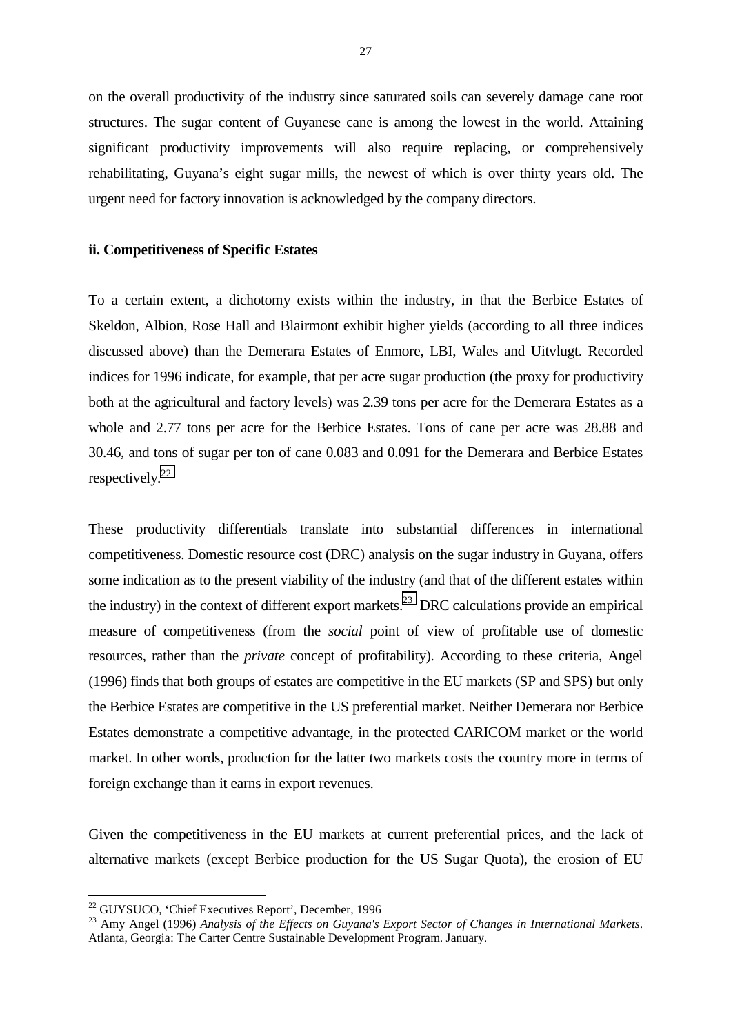on the overall productivity of the industry since saturated soils can severely damage cane root structures. The sugar content of Guyanese cane is among the lowest in the world. Attaining significant productivity improvements will also require replacing, or comprehensively rehabilitating, Guyana's eight sugar mills, the newest of which is over thirty years old. The urgent need for factory innovation is acknowledged by the company directors.

**ii. Competitiveness of Specific Estates**

To a certain extent, a dichotomy exists within the industry, in that the Berbice Estates of Skeldon, Albion, Rose Hall and Blairmont exhibit higher yields (according to all three indices discussed above) than the Demerara Estates of Enmore, LBI, Wales and Uitvlugt. Recorded indices for 1996 indicate, for example, that per acre sugar production (the proxy for productivity both at the agricultural and factory levels) was 2.39 tons per acre for the Demerara Estates as a whole and 2.77 tons per acre for the Berbice Estates. Tons of cane per acre was 28.88 and 30.46, and tons of sugar per ton of cane 0.083 and 0.091 for the Demerara and Berbice Estates respectively.[22]

These productivity differentials translate into substantial differences in international competitiveness. Domestic resource cost (DRC) analysis on the sugar industry in Guyana, offers some indication as to the present viability of the industry (and that of the different estates within the industry) in the context of different export markets.[23] DRC calculations provide an empirical measure of competitiveness (from the *social* point of view of profitable use of domestic resources, rather than the *private* concept of profitability). According to these criteria, Angel (1996) finds that both groups of estates are competitive in the EU markets (SP and SPS) but only the Berbice Estates are competitive in the US preferential market. Neither Demerara nor Berbice Estates demonstrate a competitive advantage, in the protected CARICOM market or the world market. In other words, production for the latter two markets costs the country more in terms of foreign exchange than it earns in export revenues.

Given the competitiveness in the EU markets at current preferential prices, and the lack of alternative markets (except Berbice production for the US Sugar Quota), the erosion of EU

---

[22] GUYSUCO, 'Chief Executives Report', December, 1996

[23] Amy Angel (1996) *Analysis of the Effects on Guyana's Export Sector of Changes in International Markets*. Atlanta, Georgia: The Carter Centre Sustainable Development Program. January.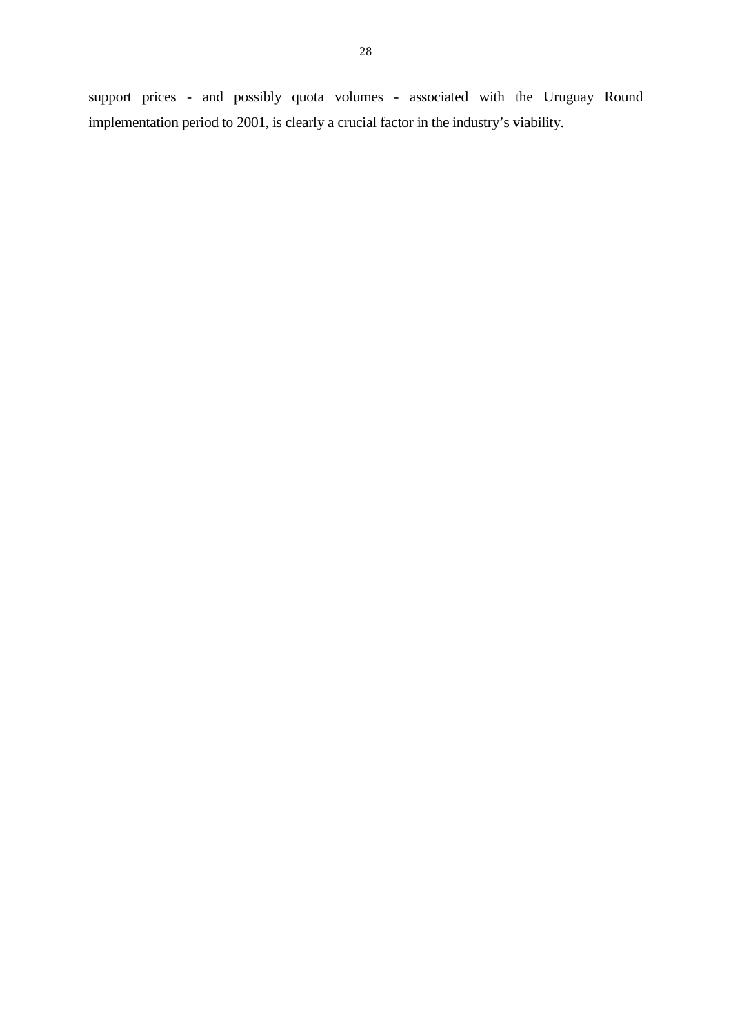support prices - and possibly quota volumes - associated with the Uruguay Round implementation period to 2001, is clearly a crucial factor in the industry's viability.